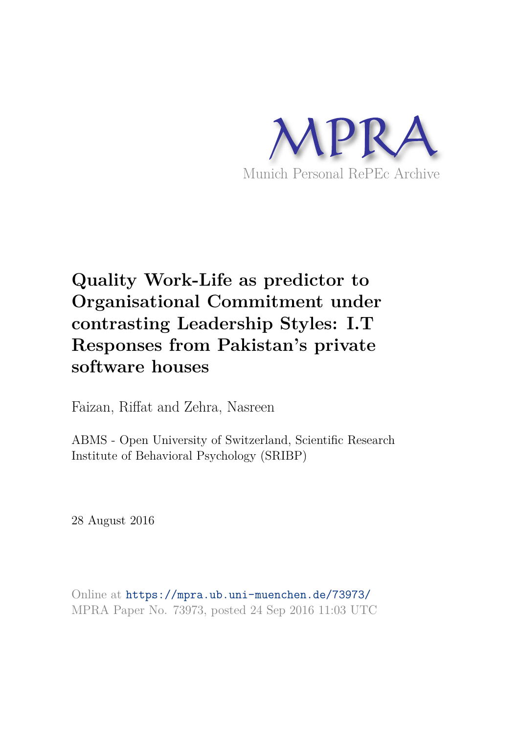MPRA

Munich Personal RePEc Archive

# Quality Work-Life as predictor to Organisational Commitment under contrasting Leadership Styles: I.T Responses from Pakistan's private software houses

Faizan, Riffat and Zehra, Nasreen

ABMS - Open University of Switzerland, Scientific Research Institute of Behavioral Psychology (SRIBP)

28 August 2016

Online at https://mpra.ub.uni-muenchen.de/73973/
MPRA Paper No. 73973, posted 24 Sep 2016 11:03 UTC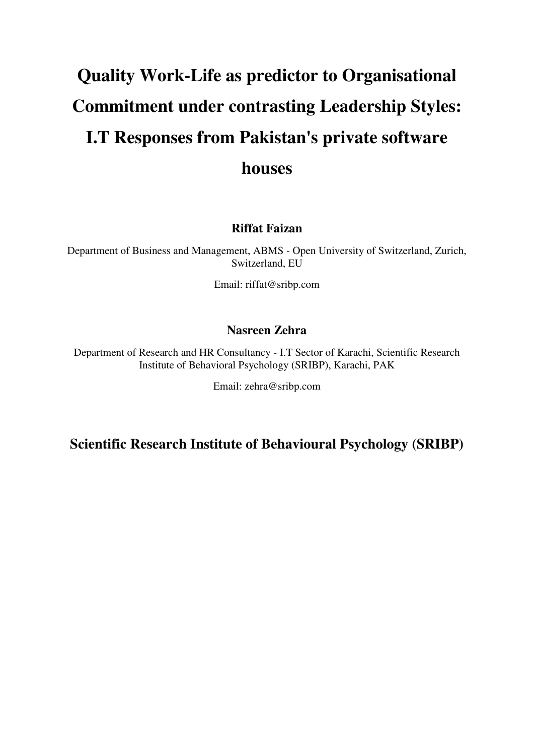# Quality Work-Life as predictor to Organisational Commitment under contrasting Leadership Styles: I.T Responses from Pakistan's private software houses

**Riffat Faizan**

Department of Business and Management, ABMS - Open University of Switzerland, Zurich, Switzerland, EU

Email: riffat@sribp.com

**Nasreen Zehra**

Department of Research and HR Consultancy - I.T Sector of Karachi, Scientific Research Institute of Behavioral Psychology (SRIBP), Karachi, PAK

Email: zehra@sribp.com

**Scientific Research Institute of Behavioural Psychology (SRIBP)**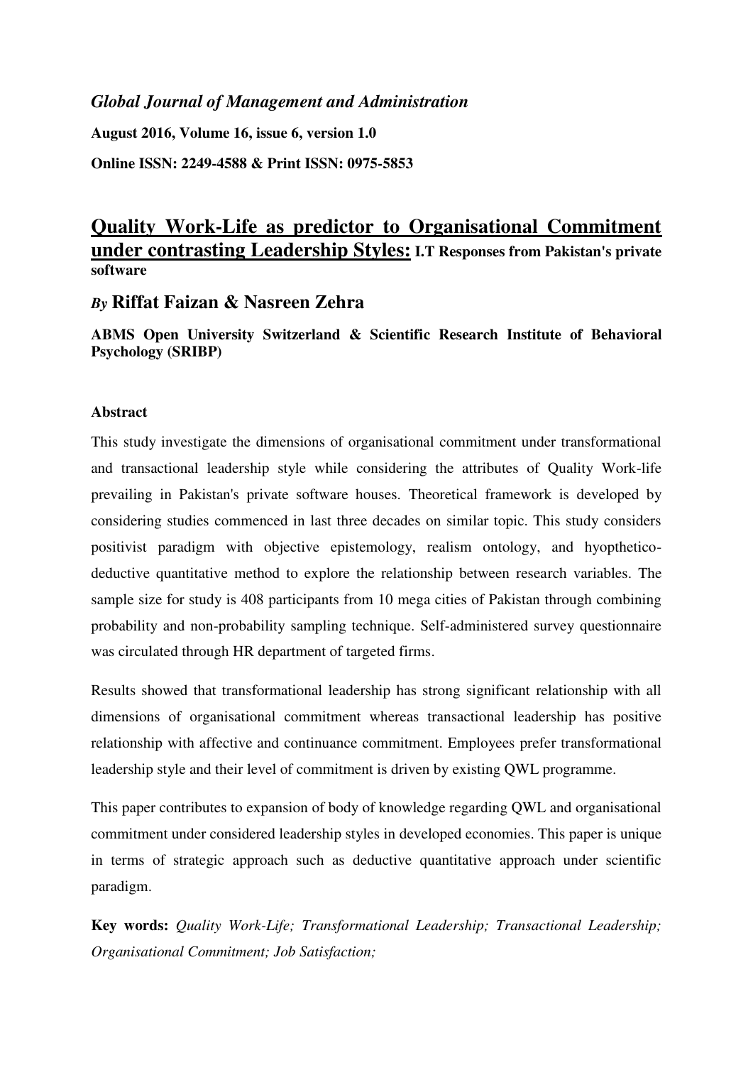*Global Journal of Management and Administration*

**August 2016, Volume 16, issue 6, version 1.0**

**Online ISSN: 2249-4588 & Print ISSN: 0975-5853**

# Quality Work-Life as predictor to Organisational Commitment under contrasting Leadership Styles: I.T Responses from Pakistan's private software

## *By* Riffat Faizan & Nasreen Zehra

**ABMS Open University Switzerland & Scientific Research Institute of Behavioral Psychology (SRIBP)**

### Abstract

This study investigate the dimensions of organisational commitment under transformational and transactional leadership style while considering the attributes of Quality Work-life prevailing in Pakistan's private software houses. Theoretical framework is developed by considering studies commenced in last three decades on similar topic. This study considers positivist paradigm with objective epistemology, realism ontology, and hyopthetico-deductive quantitative method to explore the relationship between research variables. The sample size for study is 408 participants from 10 mega cities of Pakistan through combining probability and non-probability sampling technique. Self-administered survey questionnaire was circulated through HR department of targeted firms.

Results showed that transformational leadership has strong significant relationship with all dimensions of organisational commitment whereas transactional leadership has positive relationship with affective and continuance commitment. Employees prefer transformational leadership style and their level of commitment is driven by existing QWL programme.

This paper contributes to expansion of body of knowledge regarding QWL and organisational commitment under considered leadership styles in developed economies. This paper is unique in terms of strategic approach such as deductive quantitative approach under scientific paradigm.

**Key words:** *Quality Work-Life; Transformational Leadership; Transactional Leadership; Organisational Commitment; Job Satisfaction;*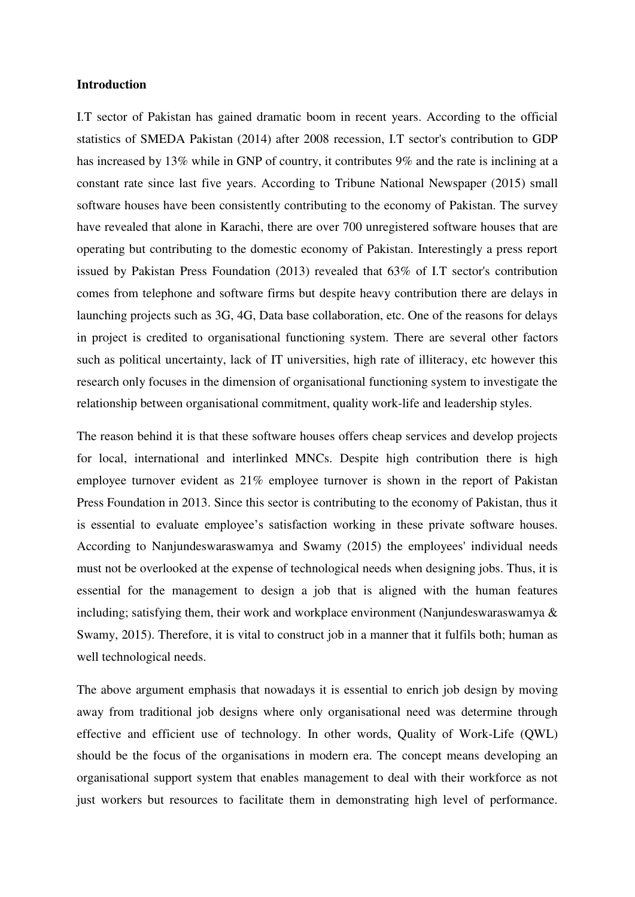**Introduction**

I.T sector of Pakistan has gained dramatic boom in recent years. According to the official statistics of SMEDA Pakistan (2014) after 2008 recession, I.T sector's contribution to GDP has increased by 13% while in GNP of country, it contributes 9% and the rate is inclining at a constant rate since last five years. According to Tribune National Newspaper (2015) small software houses have been consistently contributing to the economy of Pakistan. The survey have revealed that alone in Karachi, there are over 700 unregistered software houses that are operating but contributing to the domestic economy of Pakistan. Interestingly a press report issued by Pakistan Press Foundation (2013) revealed that 63% of I.T sector's contribution comes from telephone and software firms but despite heavy contribution there are delays in launching projects such as 3G, 4G, Data base collaboration, etc. One of the reasons for delays in project is credited to organisational functioning system. There are several other factors such as political uncertainty, lack of IT universities, high rate of illiteracy, etc however this research only focuses in the dimension of organisational functioning system to investigate the relationship between organisational commitment, quality work-life and leadership styles.

The reason behind it is that these software houses offers cheap services and develop projects for local, international and interlinked MNCs. Despite high contribution there is high employee turnover evident as 21% employee turnover is shown in the report of Pakistan Press Foundation in 2013. Since this sector is contributing to the economy of Pakistan, thus it is essential to evaluate employee's satisfaction working in these private software houses. According to Nanjundeswaraswamya and Swamy (2015) the employees' individual needs must not be overlooked at the expense of technological needs when designing jobs. Thus, it is essential for the management to design a job that is aligned with the human features including; satisfying them, their work and workplace environment (Nanjundeswaraswamya & Swamy, 2015). Therefore, it is vital to construct job in a manner that it fulfils both; human as well technological needs.

The above argument emphasis that nowadays it is essential to enrich job design by moving away from traditional job designs where only organisational need was determine through effective and efficient use of technology. In other words, Quality of Work-Life (QWL) should be the focus of the organisations in modern era. The concept means developing an organisational support system that enables management to deal with their workforce as not just workers but resources to facilitate them in demonstrating high level of performance.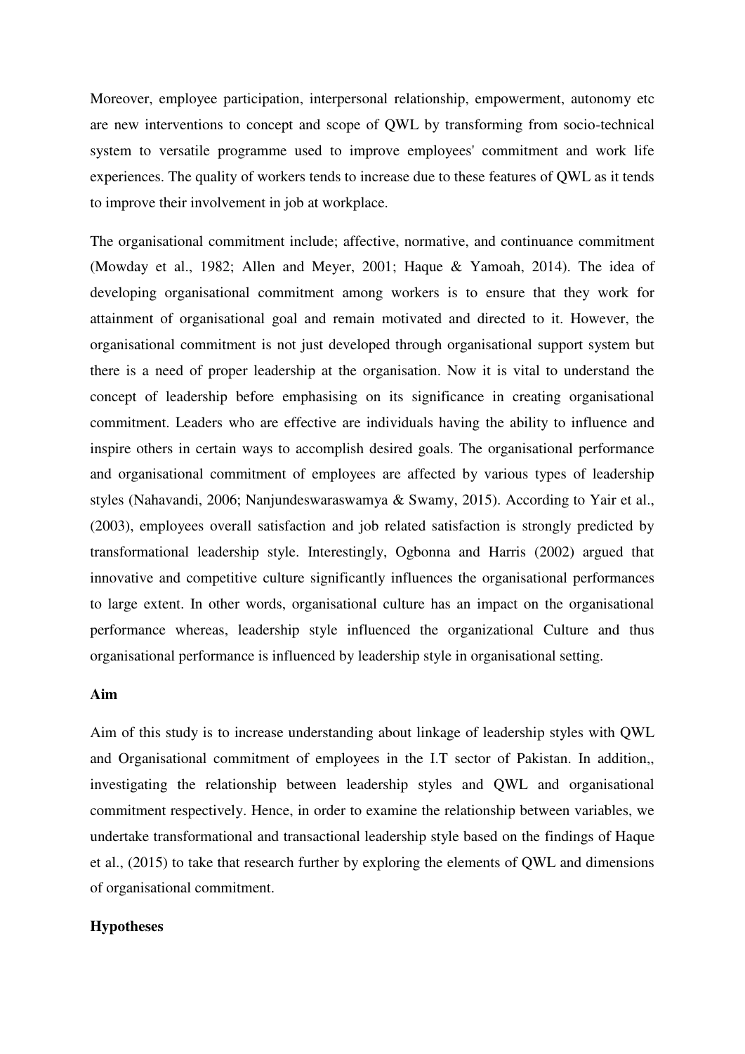Moreover, employee participation, interpersonal relationship, empowerment, autonomy etc are new interventions to concept and scope of QWL by transforming from socio-technical system to versatile programme used to improve employees' commitment and work life experiences. The quality of workers tends to increase due to these features of QWL as it tends to improve their involvement in job at workplace.

The organisational commitment include; affective, normative, and continuance commitment (Mowday et al., 1982; Allen and Meyer, 2001; Haque & Yamoah, 2014). The idea of developing organisational commitment among workers is to ensure that they work for attainment of organisational goal and remain motivated and directed to it. However, the organisational commitment is not just developed through organisational support system but there is a need of proper leadership at the organisation. Now it is vital to understand the concept of leadership before emphasising on its significance in creating organisational commitment. Leaders who are effective are individuals having the ability to influence and inspire others in certain ways to accomplish desired goals. The organisational performance and organisational commitment of employees are affected by various types of leadership styles (Nahavandi, 2006; Nanjundeswaraswamya & Swamy, 2015). According to Yair et al., (2003), employees overall satisfaction and job related satisfaction is strongly predicted by transformational leadership style. Interestingly, Ogbonna and Harris (2002) argued that innovative and competitive culture significantly influences the organisational performances to large extent. In other words, organisational culture has an impact on the organisational performance whereas, leadership style influenced the organizational Culture and thus organisational performance is influenced by leadership style in organisational setting.

**Aim**

Aim of this study is to increase understanding about linkage of leadership styles with QWL and Organisational commitment of employees in the I.T sector of Pakistan. In addition,, investigating the relationship between leadership styles and QWL and organisational commitment respectively. Hence, in order to examine the relationship between variables, we undertake transformational and transactional leadership style based on the findings of Haque et al., (2015) to take that research further by exploring the elements of QWL and dimensions of organisational commitment.

**Hypotheses**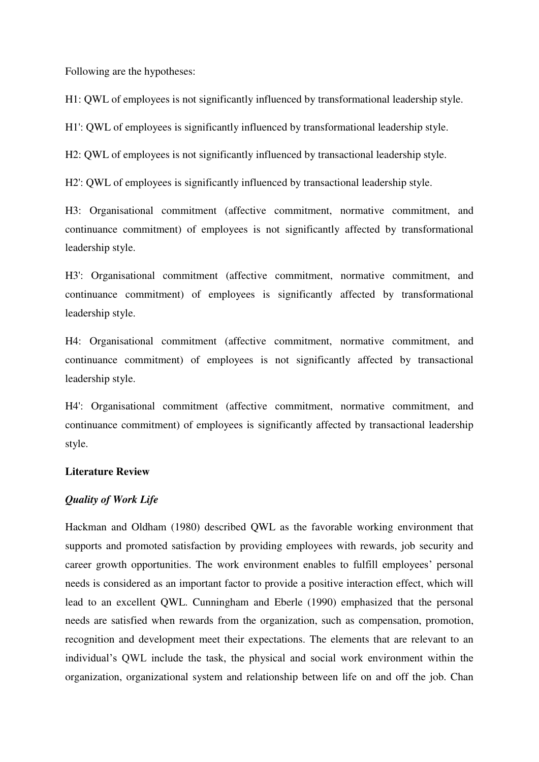Following are the hypotheses:

H1: QWL of employees is not significantly influenced by transformational leadership style.

H1': QWL of employees is significantly influenced by transformational leadership style.

H2: QWL of employees is not significantly influenced by transactional leadership style.

H2': QWL of employees is significantly influenced by transactional leadership style.

H3: Organisational commitment (affective commitment, normative commitment, and continuance commitment) of employees is not significantly affected by transformational leadership style.

H3': Organisational commitment (affective commitment, normative commitment, and continuance commitment) of employees is significantly affected by transformational leadership style.

H4: Organisational commitment (affective commitment, normative commitment, and continuance commitment) of employees is not significantly affected by transactional leadership style.

H4': Organisational commitment (affective commitment, normative commitment, and continuance commitment) of employees is significantly affected by transactional leadership style.

**Literature Review**

***Quality of Work Life***

Hackman and Oldham (1980) described QWL as the favorable working environment that supports and promoted satisfaction by providing employees with rewards, job security and career growth opportunities. The work environment enables to fulfill employees' personal needs is considered as an important factor to provide a positive interaction effect, which will lead to an excellent QWL. Cunningham and Eberle (1990) emphasized that the personal needs are satisfied when rewards from the organization, such as compensation, promotion, recognition and development meet their expectations. The elements that are relevant to an individual's QWL include the task, the physical and social work environment within the organization, organizational system and relationship between life on and off the job. Chan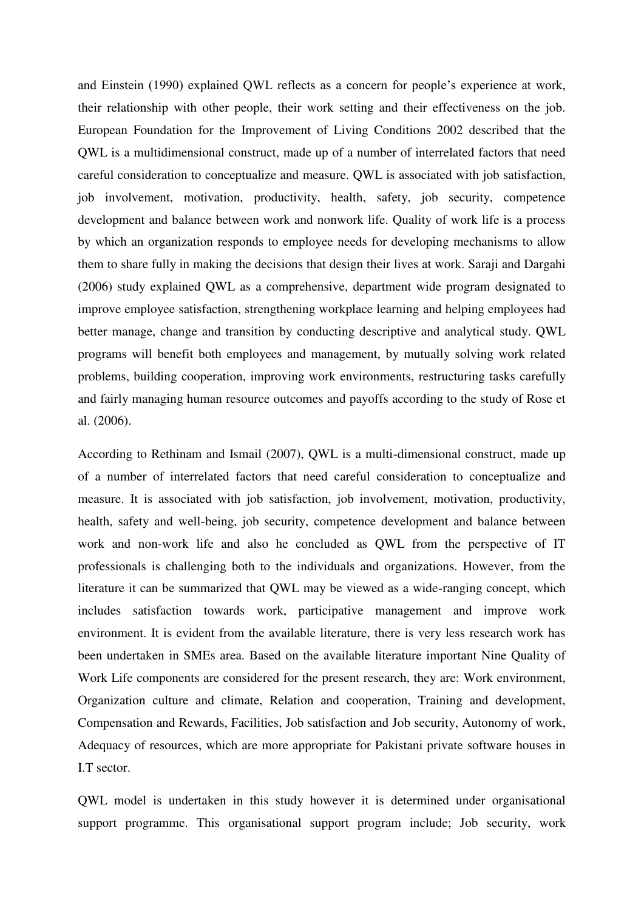and Einstein (1990) explained QWL reflects as a concern for people's experience at work, their relationship with other people, their work setting and their effectiveness on the job. European Foundation for the Improvement of Living Conditions 2002 described that the QWL is a multidimensional construct, made up of a number of interrelated factors that need careful consideration to conceptualize and measure. QWL is associated with job satisfaction, job involvement, motivation, productivity, health, safety, job security, competence development and balance between work and nonwork life. Quality of work life is a process by which an organization responds to employee needs for developing mechanisms to allow them to share fully in making the decisions that design their lives at work. Saraji and Dargahi (2006) study explained QWL as a comprehensive, department wide program designated to improve employee satisfaction, strengthening workplace learning and helping employees had better manage, change and transition by conducting descriptive and analytical study. QWL programs will benefit both employees and management, by mutually solving work related problems, building cooperation, improving work environments, restructuring tasks carefully and fairly managing human resource outcomes and payoffs according to the study of Rose et al. (2006).

According to Rethinam and Ismail (2007), QWL is a multi-dimensional construct, made up of a number of interrelated factors that need careful consideration to conceptualize and measure. It is associated with job satisfaction, job involvement, motivation, productivity, health, safety and well-being, job security, competence development and balance between work and non-work life and also he concluded as QWL from the perspective of IT professionals is challenging both to the individuals and organizations. However, from the literature it can be summarized that QWL may be viewed as a wide-ranging concept, which includes satisfaction towards work, participative management and improve work environment. It is evident from the available literature, there is very less research work has been undertaken in SMEs area. Based on the available literature important Nine Quality of Work Life components are considered for the present research, they are: Work environment, Organization culture and climate, Relation and cooperation, Training and development, Compensation and Rewards, Facilities, Job satisfaction and Job security, Autonomy of work, Adequacy of resources, which are more appropriate for Pakistani private software houses in I.T sector.

QWL model is undertaken in this study however it is determined under organisational support programme. This organisational support program include; Job security, work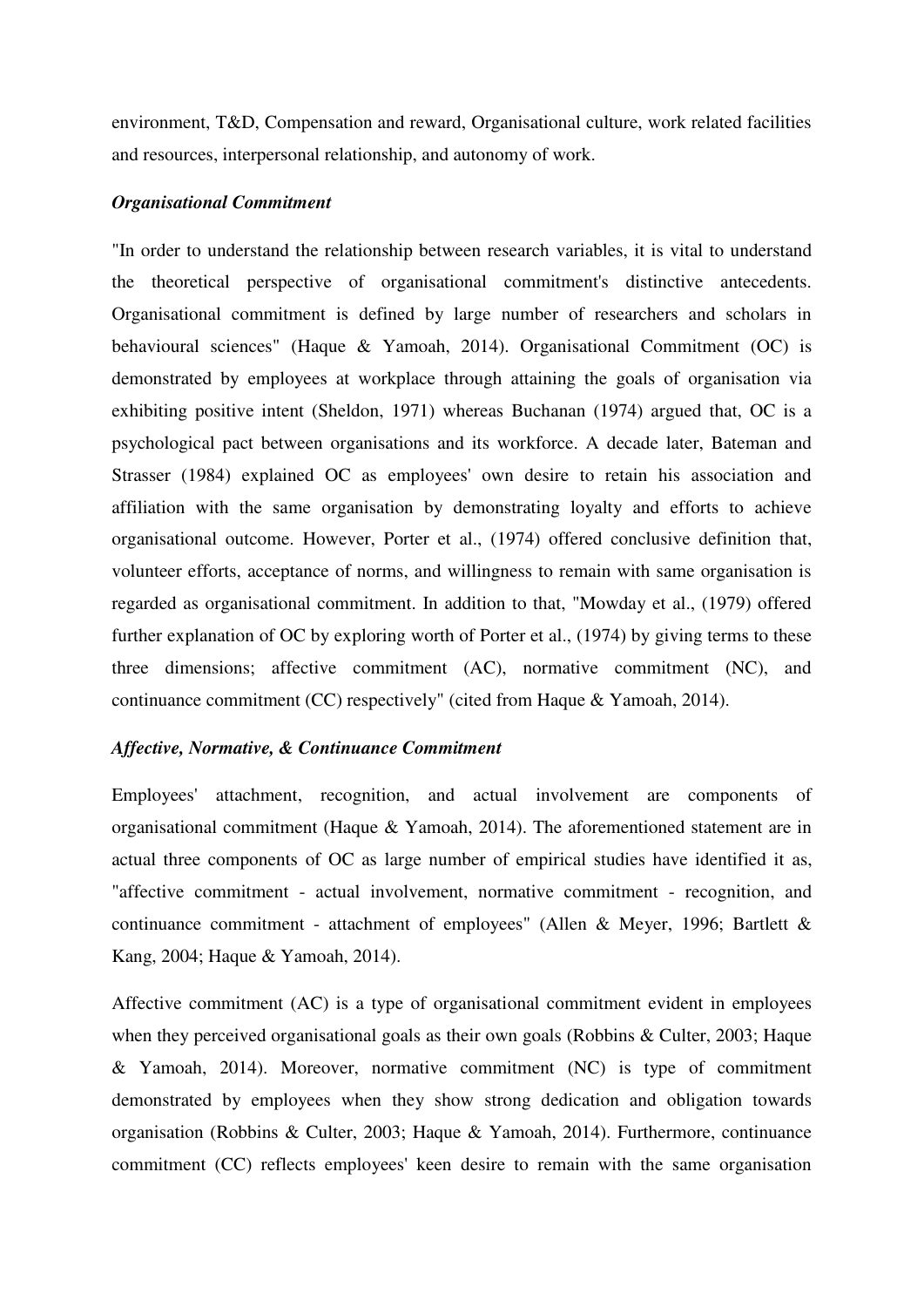environment, T&D, Compensation and reward, Organisational culture, work related facilities and resources, interpersonal relationship, and autonomy of work.

### *Organisational Commitment*

"In order to understand the relationship between research variables, it is vital to understand the theoretical perspective of organisational commitment's distinctive antecedents. Organisational commitment is defined by large number of researchers and scholars in behavioural sciences" (Haque & Yamoah, 2014). Organisational Commitment (OC) is demonstrated by employees at workplace through attaining the goals of organisation via exhibiting positive intent (Sheldon, 1971) whereas Buchanan (1974) argued that, OC is a psychological pact between organisations and its workforce. A decade later, Bateman and Strasser (1984) explained OC as employees' own desire to retain his association and affiliation with the same organisation by demonstrating loyalty and efforts to achieve organisational outcome. However, Porter et al., (1974) offered conclusive definition that, volunteer efforts, acceptance of norms, and willingness to remain with same organisation is regarded as organisational commitment. In addition to that, "Mowday et al., (1979) offered further explanation of OC by exploring worth of Porter et al., (1974) by giving terms to these three dimensions; affective commitment (AC), normative commitment (NC), and continuance commitment (CC) respectively" (cited from Haque & Yamoah, 2014).

### *Affective, Normative, & Continuance Commitment*

Employees' attachment, recognition, and actual involvement are components of organisational commitment (Haque & Yamoah, 2014). The aforementioned statement are in actual three components of OC as large number of empirical studies have identified it as, "affective commitment - actual involvement, normative commitment - recognition, and continuance commitment - attachment of employees" (Allen & Meyer, 1996; Bartlett & Kang, 2004; Haque & Yamoah, 2014).

Affective commitment (AC) is a type of organisational commitment evident in employees when they perceived organisational goals as their own goals (Robbins & Culter, 2003; Haque & Yamoah, 2014). Moreover, normative commitment (NC) is type of commitment demonstrated by employees when they show strong dedication and obligation towards organisation (Robbins & Culter, 2003; Haque & Yamoah, 2014). Furthermore, continuance commitment (CC) reflects employees' keen desire to remain with the same organisation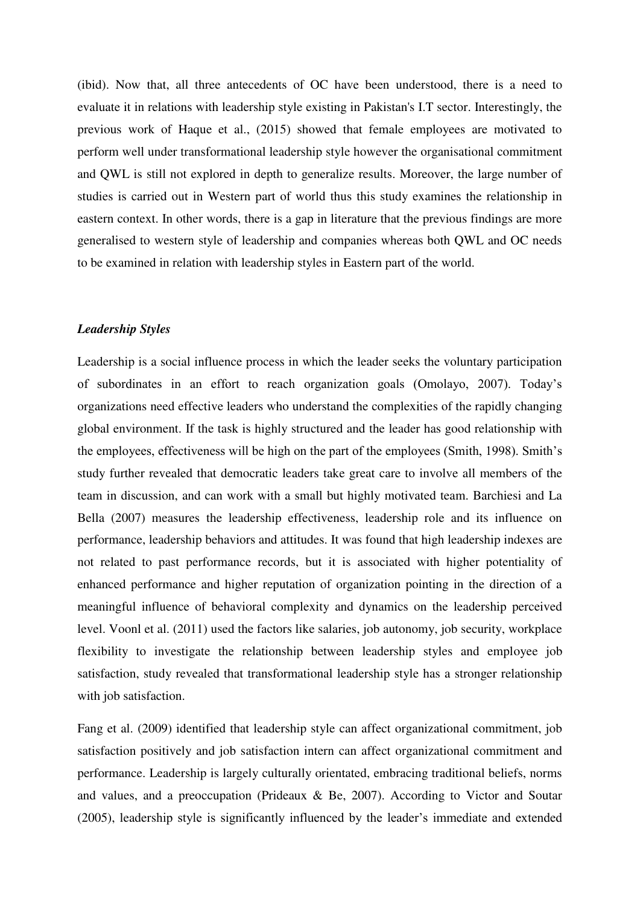(ibid). Now that, all three antecedents of OC have been understood, there is a need to evaluate it in relations with leadership style existing in Pakistan's I.T sector. Interestingly, the previous work of Haque et al., (2015) showed that female employees are motivated to perform well under transformational leadership style however the organisational commitment and QWL is still not explored in depth to generalize results. Moreover, the large number of studies is carried out in Western part of world thus this study examines the relationship in eastern context. In other words, there is a gap in literature that the previous findings are more generalised to western style of leadership and companies whereas both QWL and OC needs to be examined in relation with leadership styles in Eastern part of the world.

### ***Leadership Styles***

Leadership is a social influence process in which the leader seeks the voluntary participation of subordinates in an effort to reach organization goals (Omolayo, 2007). Today's organizations need effective leaders who understand the complexities of the rapidly changing global environment. If the task is highly structured and the leader has good relationship with the employees, effectiveness will be high on the part of the employees (Smith, 1998). Smith's study further revealed that democratic leaders take great care to involve all members of the team in discussion, and can work with a small but highly motivated team. Barchiesi and La Bella (2007) measures the leadership effectiveness, leadership role and its influence on performance, leadership behaviors and attitudes. It was found that high leadership indexes are not related to past performance records, but it is associated with higher potentiality of enhanced performance and higher reputation of organization pointing in the direction of a meaningful influence of behavioral complexity and dynamics on the leadership perceived level. Voonl et al. (2011) used the factors like salaries, job autonomy, job security, workplace flexibility to investigate the relationship between leadership styles and employee job satisfaction, study revealed that transformational leadership style has a stronger relationship with job satisfaction.

Fang et al. (2009) identified that leadership style can affect organizational commitment, job satisfaction positively and job satisfaction intern can affect organizational commitment and performance. Leadership is largely culturally orientated, embracing traditional beliefs, norms and values, and a preoccupation (Prideaux & Be, 2007). According to Victor and Soutar (2005), leadership style is significantly influenced by the leader's immediate and extended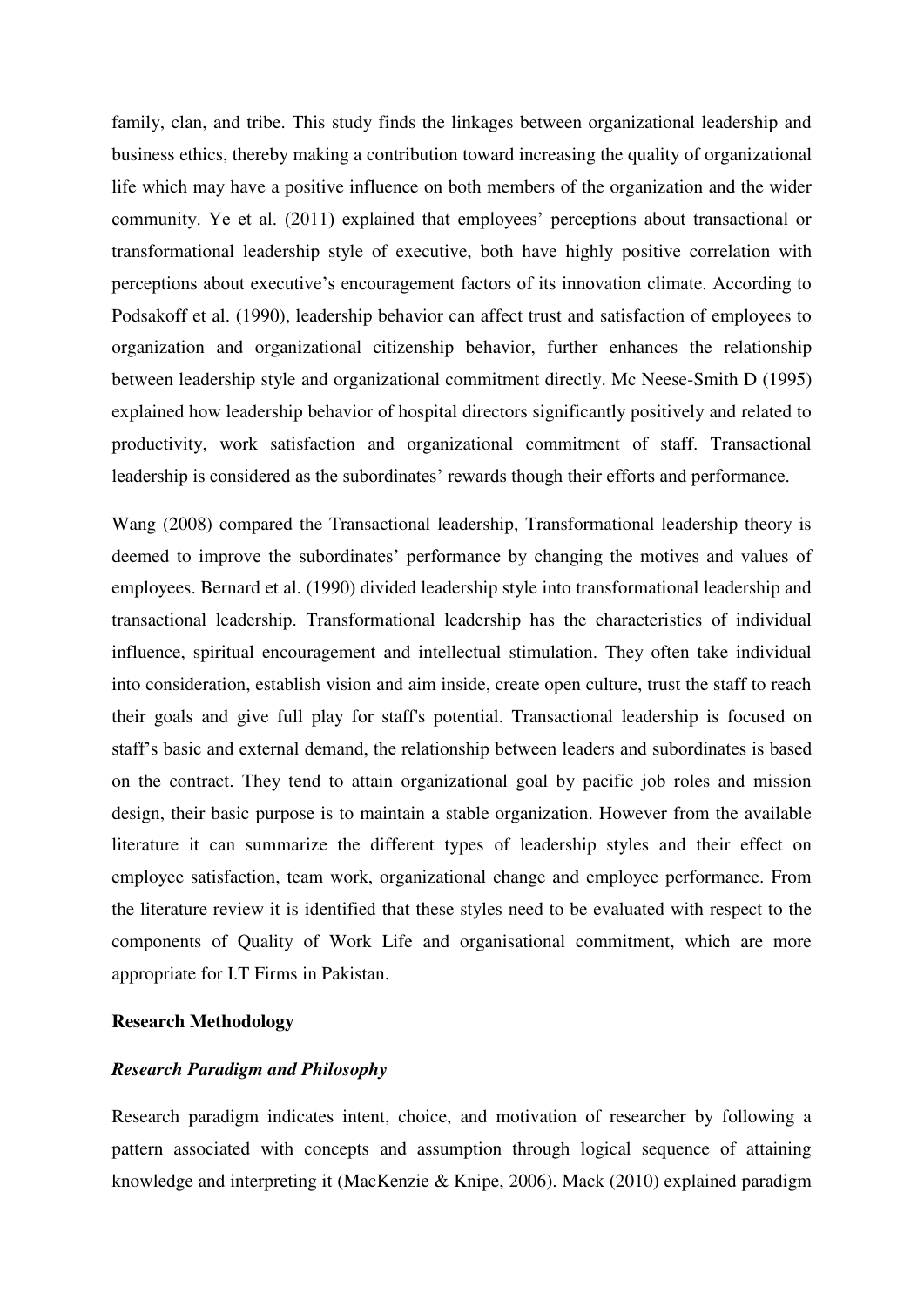family, clan, and tribe. This study finds the linkages between organizational leadership and business ethics, thereby making a contribution toward increasing the quality of organizational life which may have a positive influence on both members of the organization and the wider community. Ye et al. (2011) explained that employees' perceptions about transactional or transformational leadership style of executive, both have highly positive correlation with perceptions about executive's encouragement factors of its innovation climate. According to Podsakoff et al. (1990), leadership behavior can affect trust and satisfaction of employees to organization and organizational citizenship behavior, further enhances the relationship between leadership style and organizational commitment directly. Mc Neese-Smith D (1995) explained how leadership behavior of hospital directors significantly positively and related to productivity, work satisfaction and organizational commitment of staff. Transactional leadership is considered as the subordinates' rewards though their efforts and performance.

Wang (2008) compared the Transactional leadership, Transformational leadership theory is deemed to improve the subordinates' performance by changing the motives and values of employees. Bernard et al. (1990) divided leadership style into transformational leadership and transactional leadership. Transformational leadership has the characteristics of individual influence, spiritual encouragement and intellectual stimulation. They often take individual into consideration, establish vision and aim inside, create open culture, trust the staff to reach their goals and give full play for staff's potential. Transactional leadership is focused on staff's basic and external demand, the relationship between leaders and subordinates is based on the contract. They tend to attain organizational goal by pacific job roles and mission design, their basic purpose is to maintain a stable organization. However from the available literature it can summarize the different types of leadership styles and their effect on employee satisfaction, team work, organizational change and employee performance. From the literature review it is identified that these styles need to be evaluated with respect to the components of Quality of Work Life and organisational commitment, which are more appropriate for I.T Firms in Pakistan.

**Research Methodology**

***Research Paradigm and Philosophy***

Research paradigm indicates intent, choice, and motivation of researcher by following a pattern associated with concepts and assumption through logical sequence of attaining knowledge and interpreting it (MacKenzie & Knipe, 2006). Mack (2010) explained paradigm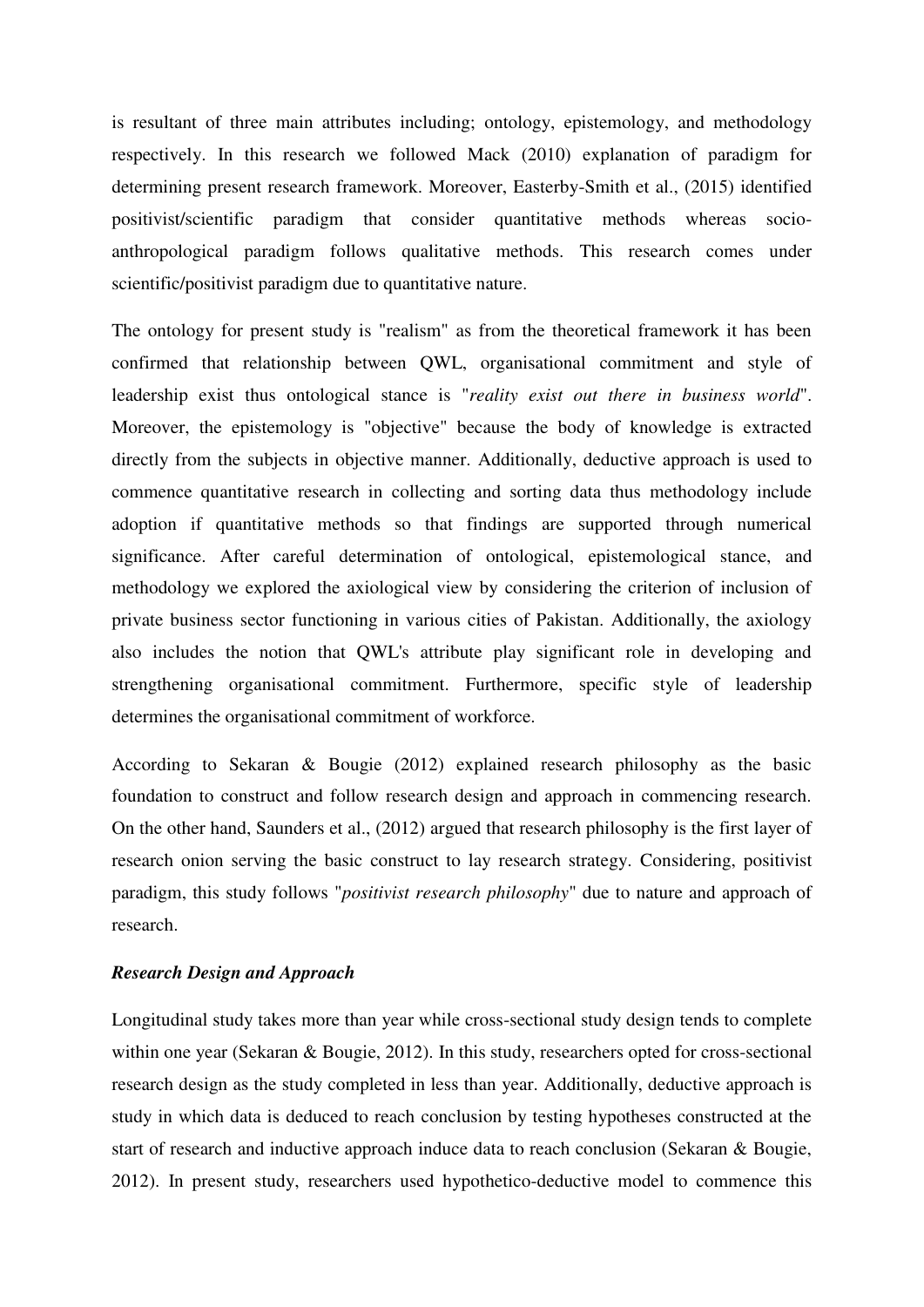is resultant of three main attributes including; ontology, epistemology, and methodology respectively. In this research we followed Mack (2010) explanation of paradigm for determining present research framework. Moreover, Easterby-Smith et al., (2015) identified positivist/scientific paradigm that consider quantitative methods whereas socio-anthropological paradigm follows qualitative methods. This research comes under scientific/positivist paradigm due to quantitative nature.

The ontology for present study is "realism" as from the theoretical framework it has been confirmed that relationship between QWL, organisational commitment and style of leadership exist thus ontological stance is "*reality exist out there in business world*". Moreover, the epistemology is "objective" because the body of knowledge is extracted directly from the subjects in objective manner. Additionally, deductive approach is used to commence quantitative research in collecting and sorting data thus methodology include adoption if quantitative methods so that findings are supported through numerical significance. After careful determination of ontological, epistemological stance, and methodology we explored the axiological view by considering the criterion of inclusion of private business sector functioning in various cities of Pakistan. Additionally, the axiology also includes the notion that QWL's attribute play significant role in developing and strengthening organisational commitment. Furthermore, specific style of leadership determines the organisational commitment of workforce.

According to Sekaran & Bougie (2012) explained research philosophy as the basic foundation to construct and follow research design and approach in commencing research. On the other hand, Saunders et al., (2012) argued that research philosophy is the first layer of research onion serving the basic construct to lay research strategy. Considering, positivist paradigm, this study follows "*positivist research philosophy*" due to nature and approach of research.

***Research Design and Approach***

Longitudinal study takes more than year while cross-sectional study design tends to complete within one year (Sekaran & Bougie, 2012). In this study, researchers opted for cross-sectional research design as the study completed in less than year. Additionally, deductive approach is study in which data is deduced to reach conclusion by testing hypotheses constructed at the start of research and inductive approach induce data to reach conclusion (Sekaran & Bougie, 2012). In present study, researchers used hypothetico-deductive model to commence this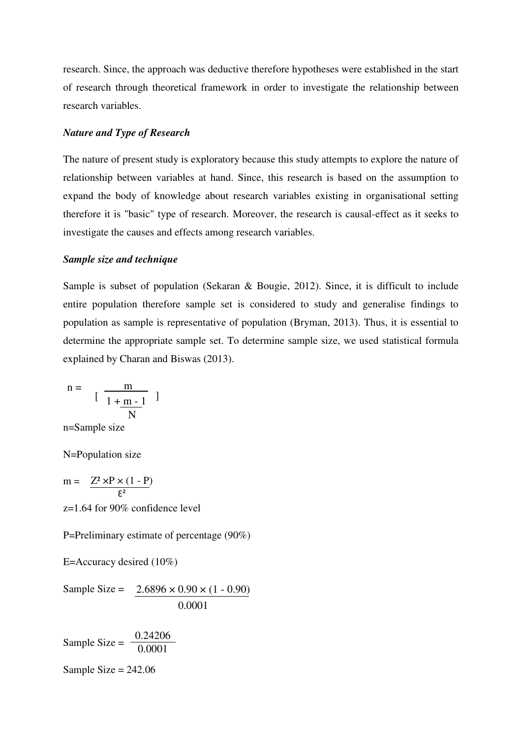research. Since, the approach was deductive therefore hypotheses were established in the start of research through theoretical framework in order to investigate the relationship between research variables.

### *Nature and Type of Research*

The nature of present study is exploratory because this study attempts to explore the nature of relationship between variables at hand. Since, this research is based on the assumption to expand the body of knowledge about research variables existing in organisational setting therefore it is "basic" type of research. Moreover, the research is causal-effect as it seeks to investigate the causes and effects among research variables.

### *Sample size and technique*

Sample is subset of population (Sekaran & Bougie, 2012). Since, it is difficult to include entire population therefore sample set is considered to study and generalise findings to population as sample is representative of population (Bryman, 2013). Thus, it is essential to determine the appropriate sample set. To determine sample size, we used statistical formula explained by Charan and Biswas (2013).

$$n = \left[ \frac{m}{1 + \frac{m - 1}{N}} \right]$$

n=Sample size

N=Population size

$$m = \frac{Z^2 \times P \times (1 - P)}{\varepsilon^2}$$

z=1.64 for 90% confidence level

P=Preliminary estimate of percentage (90%)

E=Accuracy desired (10%)

$$\text{Sample Size} = \frac{2.6896 \times 0.90 \times (1 - 0.90)}{0.0001}$$

$$\text{Sample Size} = \frac{0.24206}{0.0001}$$

Sample Size = 242.06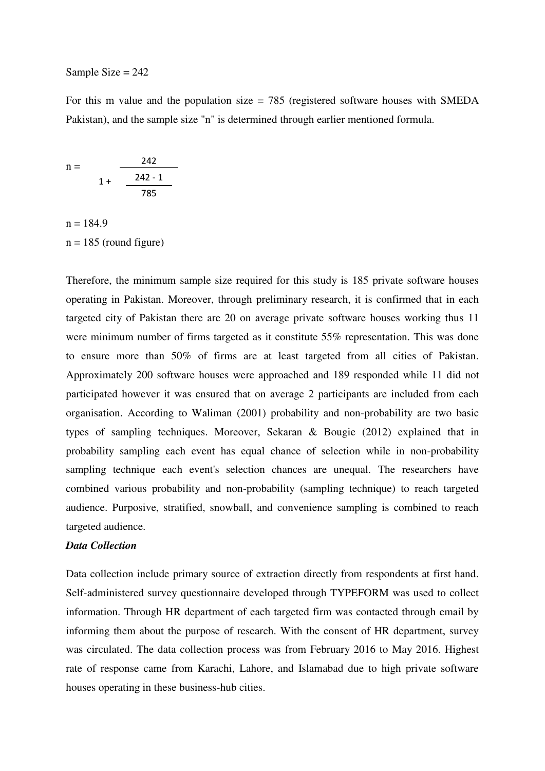Sample Size = 242

For this m value and the population size = 785 (registered software houses with SMEDA Pakistan), and the sample size "n" is determined through earlier mentioned formula.

$$n = \frac{242}{1 + \frac{242 - 1}{785}}$$

n = 184.9

n = 185 (round figure)

Therefore, the minimum sample size required for this study is 185 private software houses operating in Pakistan. Moreover, through preliminary research, it is confirmed that in each targeted city of Pakistan there are 20 on average private software houses working thus 11 were minimum number of firms targeted as it constitute 55% representation. This was done to ensure more than 50% of firms are at least targeted from all cities of Pakistan. Approximately 200 software houses were approached and 189 responded while 11 did not participated however it was ensured that on average 2 participants are included from each organisation. According to Waliman (2001) probability and non-probability are two basic types of sampling techniques. Moreover, Sekaran & Bougie (2012) explained that in probability sampling each event has equal chance of selection while in non-probability sampling technique each event's selection chances are unequal. The researchers have combined various probability and non-probability (sampling technique) to reach targeted audience. Purposive, stratified, snowball, and convenience sampling is combined to reach targeted audience.

***Data Collection***

Data collection include primary source of extraction directly from respondents at first hand. Self-administered survey questionnaire developed through TYPEFORM was used to collect information. Through HR department of each targeted firm was contacted through email by informing them about the purpose of research. With the consent of HR department, survey was circulated. The data collection process was from February 2016 to May 2016. Highest rate of response came from Karachi, Lahore, and Islamabad due to high private software houses operating in these business-hub cities.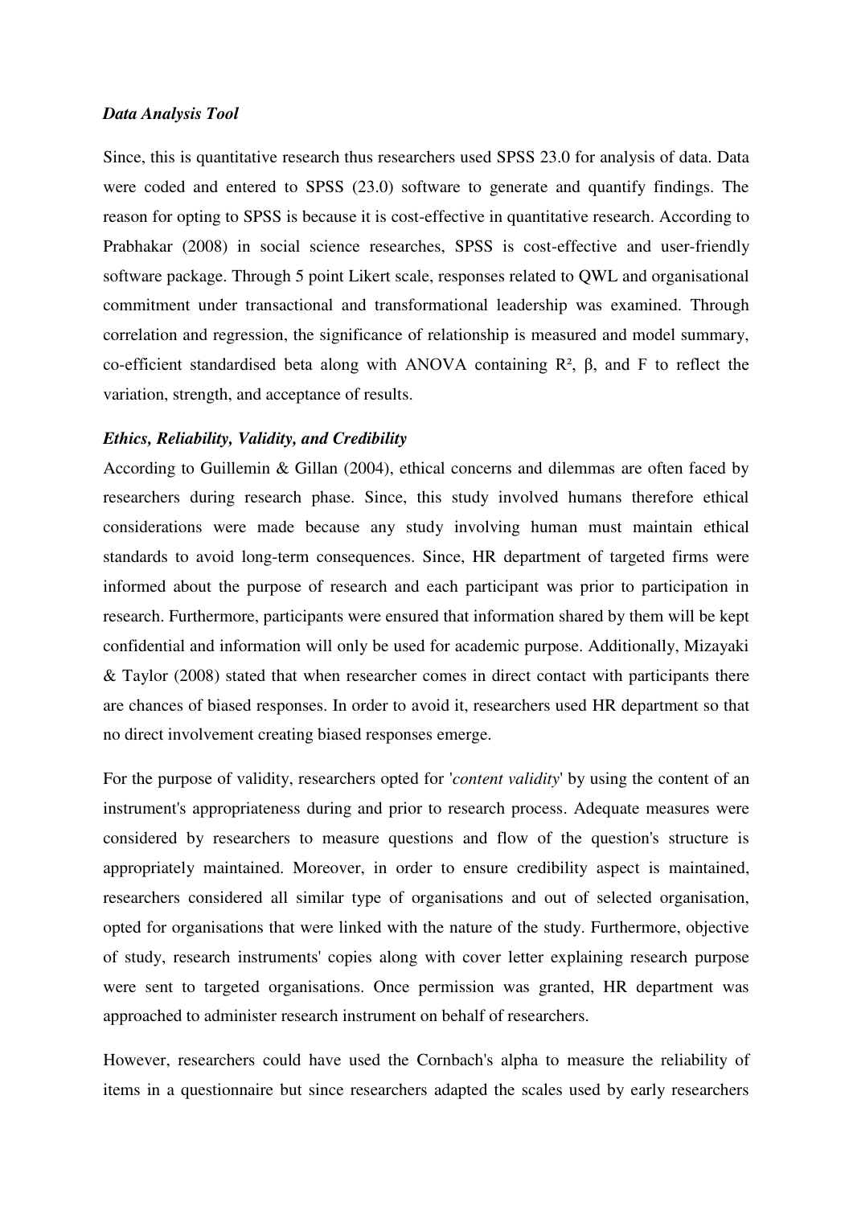***Data Analysis Tool***

Since, this is quantitative research thus researchers used SPSS 23.0 for analysis of data. Data were coded and entered to SPSS (23.0) software to generate and quantify findings. The reason for opting to SPSS is because it is cost-effective in quantitative research. According to Prabhakar (2008) in social science researches, SPSS is cost-effective and user-friendly software package. Through 5 point Likert scale, responses related to QWL and organisational commitment under transactional and transformational leadership was examined. Through correlation and regression, the significance of relationship is measured and model summary, co-efficient standardised beta along with ANOVA containing $R^2$, $\beta$, and F to reflect the variation, strength, and acceptance of results.

***Ethics, Reliability, Validity, and Credibility***

According to Guillemin & Gillan (2004), ethical concerns and dilemmas are often faced by researchers during research phase. Since, this study involved humans therefore ethical considerations were made because any study involving human must maintain ethical standards to avoid long-term consequences. Since, HR department of targeted firms were informed about the purpose of research and each participant was prior to participation in research. Furthermore, participants were ensured that information shared by them will be kept confidential and information will only be used for academic purpose. Additionally, Mizayaki & Taylor (2008) stated that when researcher comes in direct contact with participants there are chances of biased responses. In order to avoid it, researchers used HR department so that no direct involvement creating biased responses emerge.

For the purpose of validity, researchers opted for '*content validity*' by using the content of an instrument's appropriateness during and prior to research process. Adequate measures were considered by researchers to measure questions and flow of the question's structure is appropriately maintained. Moreover, in order to ensure credibility aspect is maintained, researchers considered all similar type of organisations and out of selected organisation, opted for organisations that were linked with the nature of the study. Furthermore, objective of study, research instruments' copies along with cover letter explaining research purpose were sent to targeted organisations. Once permission was granted, HR department was approached to administer research instrument on behalf of researchers.

However, researchers could have used the Cornbach's alpha to measure the reliability of items in a questionnaire but since researchers adapted the scales used by early researchers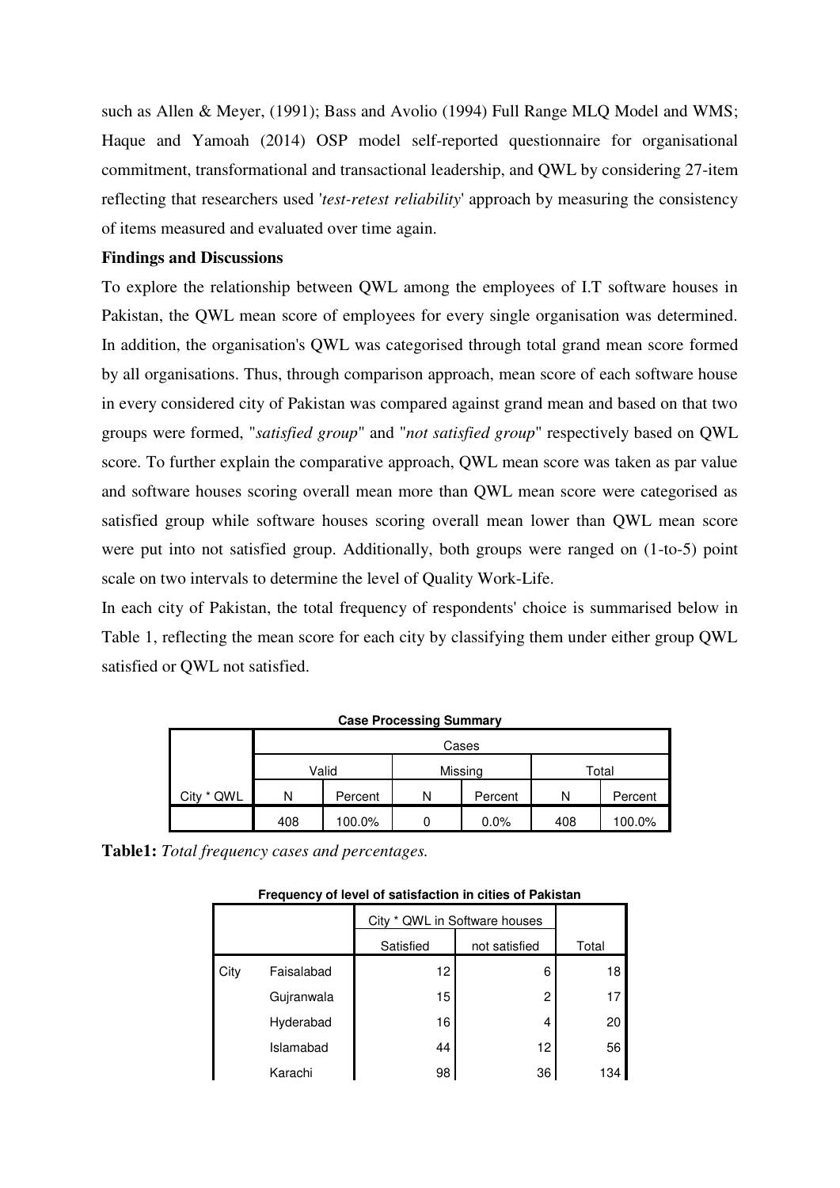such as Allen & Meyer, (1991); Bass and Avolio (1994) Full Range MLQ Model and WMS; Haque and Yamoah (2014) OSP model self-reported questionnaire for organisational commitment, transformational and transactional leadership, and QWL by considering 27-item reflecting that researchers used '*test-retest reliability*' approach by measuring the consistency of items measured and evaluated over time again.

**Findings and Discussions**

To explore the relationship between QWL among the employees of I.T software houses in Pakistan, the QWL mean score of employees for every single organisation was determined. In addition, the organisation's QWL was categorised through total grand mean score formed by all organisations. Thus, through comparison approach, mean score of each software house in every considered city of Pakistan was compared against grand mean and based on that two groups were formed, "*satisfied group*" and "*not satisfied group*" respectively based on QWL score. To further explain the comparative approach, QWL mean score was taken as par value and software houses scoring overall mean more than QWL mean score were categorised as satisfied group while software houses scoring overall mean lower than QWL mean score were put into not satisfied group. Additionally, both groups were ranged on (1-to-5) point scale on two intervals to determine the level of Quality Work-Life.

In each city of Pakistan, the total frequency of respondents' choice is summarised below in Table 1, reflecting the mean score for each city by classifying them under either group QWL satisfied or QWL not satisfied.

**Case Processing Summary**

| | Cases | | | | | |
|---|---|---|---|---|---|---|
| | Valid | | Missing | | Total | |
| City * QWL | N | Percent | N | Percent | N | Percent |
| | 408 | 100.0% | 0 | 0.0% | 408 | 100.0% |

**Table1:** *Total frequency cases and percentages.*

**Frequency of level of satisfaction in cities of Pakistan**

| | | City * QWL in Software houses | | |
|---|---|---|---|---|
| | | Satisfied | not satisfied | Total |
| City | Faisalabad | 12 | 6 | 18 |
| | Gujranwala | 15 | 2 | 17 |
| | Hyderabad | 16 | 4 | 20 |
| | Islamabad | 44 | 12 | 56 |
| | Karachi | 98 | 36 | 134 |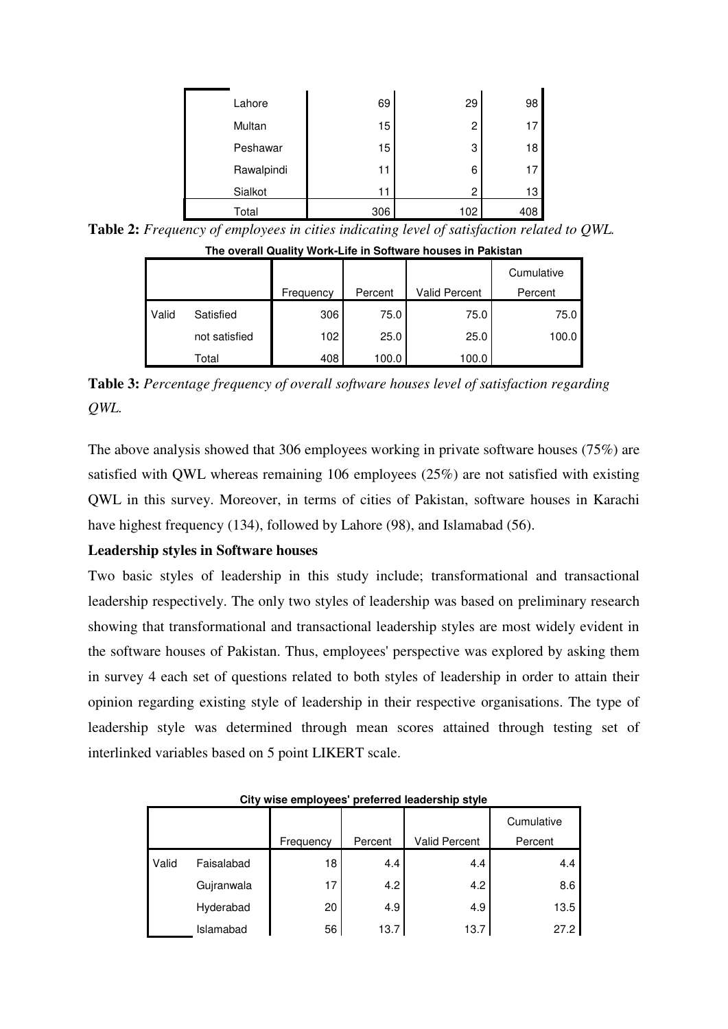| | | | |
|---|---|---|---|
| Lahore | 69 | 29 | 98 |
| Multan | 15 | 2 | 17 |
| Peshawar | 15 | 3 | 18 |
| Rawalpindi | 11 | 6 | 17 |
| Sialkot | 11 | 2 | 13 |
| Total | 306 | 102 | 408 |

**Table 2:** *Frequency of employees in cities indicating level of satisfaction related to QWL.*

**The overall Quality Work-Life in Software houses in Pakistan**

| | | Frequency | Percent | Valid Percent | Cumulative Percent |
|---|---|---|---|---|---|
| Valid | Satisfied | 306 | 75.0 | 75.0 | 75.0 |
| | not satisfied | 102 | 25.0 | 25.0 | 100.0 |
| | Total | 408 | 100.0 | 100.0 | |

**Table 3:** *Percentage frequency of overall software houses level of satisfaction regarding QWL.*

The above analysis showed that 306 employees working in private software houses (75%) are satisfied with QWL whereas remaining 106 employees (25%) are not satisfied with existing QWL in this survey. Moreover, in terms of cities of Pakistan, software houses in Karachi have highest frequency (134), followed by Lahore (98), and Islamabad (56).

**Leadership styles in Software houses**

Two basic styles of leadership in this study include; transformational and transactional leadership respectively. The only two styles of leadership was based on preliminary research showing that transformational and transactional leadership styles are most widely evident in the software houses of Pakistan. Thus, employees' perspective was explored by asking them in survey 4 each set of questions related to both styles of leadership in order to attain their opinion regarding existing style of leadership in their respective organisations. The type of leadership style was determined through mean scores attained through testing set of interlinked variables based on 5 point LIKERT scale.

**City wise employees' preferred leadership style**

| | | Frequency | Percent | Valid Percent | Cumulative Percent |
|---|---|---|---|---|---|
| Valid | Faisalabad | 18 | 4.4 | 4.4 | 4.4 |
| | Gujranwala | 17 | 4.2 | 4.2 | 8.6 |
| | Hyderabad | 20 | 4.9 | 4.9 | 13.5 |
| | Islamabad | 56 | 13.7 | 13.7 | 27.2 |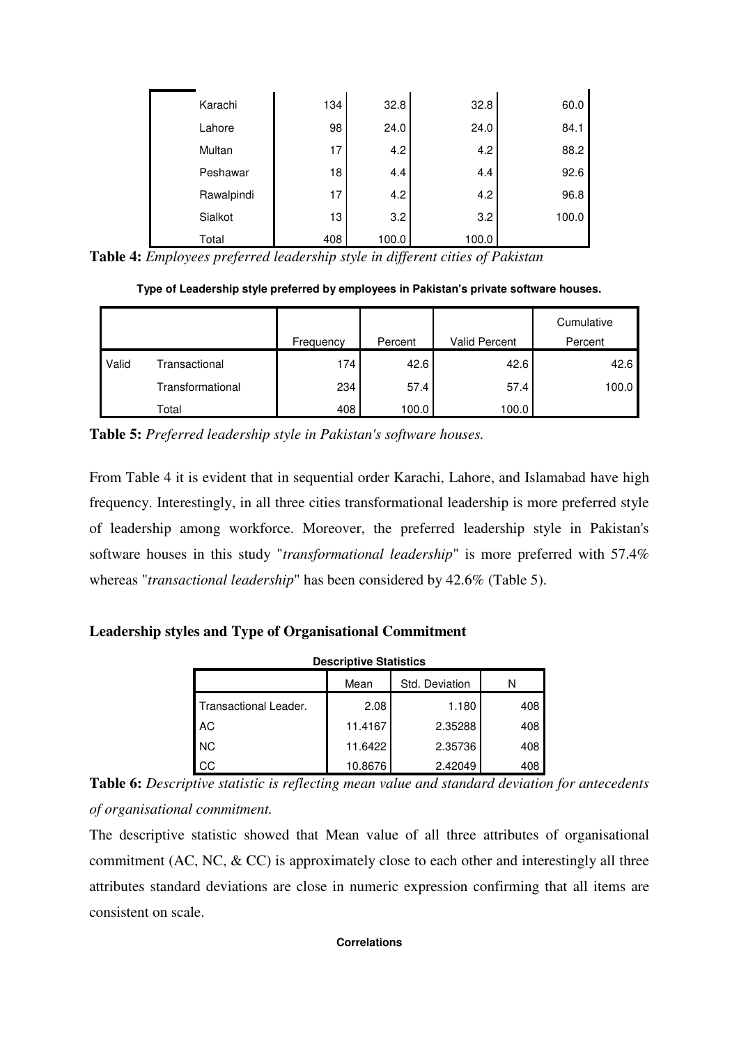| | | | | |
|---|---|---|---|---|
| Karachi | 134 | 32.8 | 32.8 | 60.0 |
| Lahore | 98 | 24.0 | 24.0 | 84.1 |
| Multan | 17 | 4.2 | 4.2 | 88.2 |
| Peshawar | 18 | 4.4 | 4.4 | 92.6 |
| Rawalpindi | 17 | 4.2 | 4.2 | 96.8 |
| Sialkot | 13 | 3.2 | 3.2 | 100.0 |
| Total | 408 | 100.0 | 100.0 | |

**Table 4:** *Employees preferred leadership style in different cities of Pakistan*

**Type of Leadership style preferred by employees in Pakistan's private software houses.**

| | | Frequency | Percent | Valid Percent | Cumulative Percent |
|---|---|---|---|---|---|
| Valid | Transactional | 174 | 42.6 | 42.6 | 42.6 |
| | Transformational | 234 | 57.4 | 57.4 | 100.0 |
| | Total | 408 | 100.0 | 100.0 | |

**Table 5:** *Preferred leadership style in Pakistan's software houses.*

From Table 4 it is evident that in sequential order Karachi, Lahore, and Islamabad have high frequency. Interestingly, in all three cities transformational leadership is more preferred style of leadership among workforce. Moreover, the preferred leadership style in Pakistan's software houses in this study "*transformational leadership*" is more preferred with 57.4% whereas "*transactional leadership*" has been considered by 42.6% (Table 5).

**Leadership styles and Type of Organisational Commitment**

**Descriptive Statistics**

| | Mean | Std. Deviation | N |
|---|---|---|---|
| Transactional Leader. | 2.08 | 1.180 | 408 |
| AC | 11.4167 | 2.35288 | 408 |
| NC | 11.6422 | 2.35736 | 408 |
| CC | 10.8676 | 2.42049 | 408 |

**Table 6:** *Descriptive statistic is reflecting mean value and standard deviation for antecedents of organisational commitment.*

The descriptive statistic showed that Mean value of all three attributes of organisational commitment (AC, NC, & CC) is approximately close to each other and interestingly all three attributes standard deviations are close in numeric expression confirming that all items are consistent on scale.

**Correlations**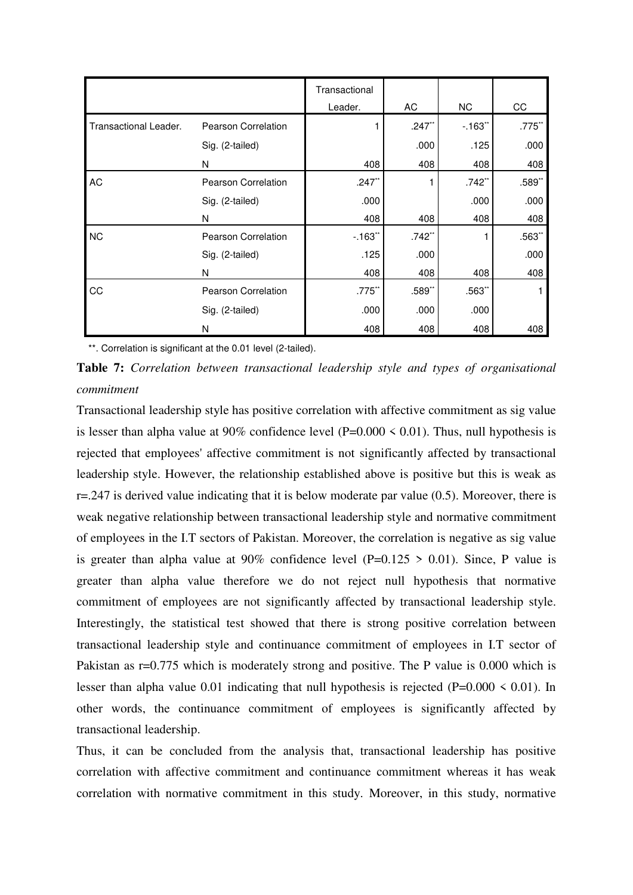| | | Transactional Leader. | AC | NC | CC |
|---|---|---|---|---|---|
| Transactional Leader. | Pearson Correlation | 1 | .247** | -.163** | .775** |
| | Sig. (2-tailed) | | .000 | .125 | .000 |
| | N | 408 | 408 | 408 | 408 |
| AC | Pearson Correlation | .247** | 1 | .742** | .589** |
| | Sig. (2-tailed) | .000 | | .000 | .000 |
| | N | 408 | 408 | 408 | 408 |
| NC | Pearson Correlation | -.163** | .742** | 1 | .563** |
| | Sig. (2-tailed) | .125 | .000 | | .000 |
| | N | 408 | 408 | 408 | 408 |
| CC | Pearson Correlation | .775** | .589** | .563** | 1 |
| | Sig. (2-tailed) | .000 | .000 | .000 | |
| | N | 408 | 408 | 408 | 408 |

**. Correlation is significant at the 0.01 level (2-tailed).

**Table 7:** *Correlation between transactional leadership style and types of organisational commitment*

Transactional leadership style has positive correlation with affective commitment as sig value is lesser than alpha value at 90% confidence level ($P=0.000 < 0.01$). Thus, null hypothesis is rejected that employees' affective commitment is not significantly affected by transactional leadership style. However, the relationship established above is positive but this is weak as r=.247 is derived value indicating that it is below moderate par value (0.5). Moreover, there is weak negative relationship between transactional leadership style and normative commitment of employees in the I.T sectors of Pakistan. Moreover, the correlation is negative as sig value is greater than alpha value at 90% confidence level ($P=0.125 > 0.01$). Since, P value is greater than alpha value therefore we do not reject null hypothesis that normative commitment of employees are not significantly affected by transactional leadership style. Interestingly, the statistical test showed that there is strong positive correlation between transactional leadership style and continuance commitment of employees in I.T sector of Pakistan as r=0.775 which is moderately strong and positive. The P value is 0.000 which is lesser than alpha value 0.01 indicating that null hypothesis is rejected ($P=0.000 < 0.01$). In other words, the continuance commitment of employees is significantly affected by transactional leadership.

Thus, it can be concluded from the analysis that, transactional leadership has positive correlation with affective commitment and continuance commitment whereas it has weak correlation with normative commitment in this study. Moreover, in this study, normative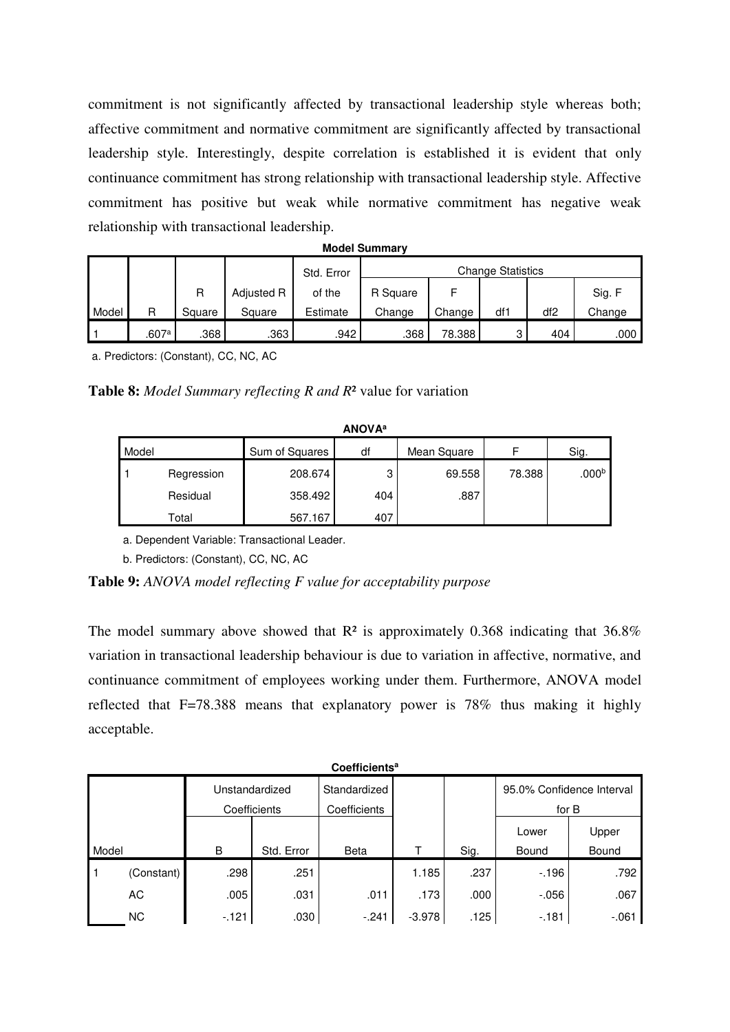commitment is not significantly affected by transactional leadership style whereas both; affective commitment and normative commitment are significantly affected by transactional leadership style. Interestingly, despite correlation is established it is evident that only continuance commitment has strong relationship with transactional leadership style. Affective commitment has positive but weak while normative commitment has negative weak relationship with transactional leadership.

**Model Summary**

| | | | | Std. Error | Change Statistics | | | | |
|---|---|---|---|---|---|---|---|---|---|
| Model | R | R Square | Adjusted R Square | of the Estimate | R Square Change | F Change | df1 | df2 | Sig. F Change |
| 1 | .607[a] | .368 | .363 | .942 | .368 | 78.388 | 3 | 404 | .000 |

a. Predictors: (Constant), CC, NC, AC

**Table 8:** *Model Summary reflecting R and $R^2$* value for variation

**ANOVA[a]**

| Model | | Sum of Squares | df | Mean Square | F | Sig. |
|---|---|---|---|---|---|---|
| 1 | Regression | 208.674 | 3 | 69.558 | 78.388 | .000[b] |
| | Residual | 358.492 | 404 | .887 | | |
| | Total | 567.167 | 407 | | | |

a. Dependent Variable: Transactional Leader.

b. Predictors: (Constant), CC, NC, AC

**Table 9:** *ANOVA model reflecting F value for acceptability purpose*

The model summary above showed that $R^2$ is approximately 0.368 indicating that 36.8% variation in transactional leadership behaviour is due to variation in affective, normative, and continuance commitment of employees working under them. Furthermore, ANOVA model reflected that F=78.388 means that explanatory power is 78% thus making it highly acceptable.

**Coefficients[a]**

| | | Unstandardized Coefficients | | Standardized Coefficients | | | 95.0% Confidence Interval for B | |
|---|---|---|---|---|---|---|---|---|
| Model | | B | Std. Error | Beta | T | Sig. | Lower Bound | Upper Bound |
| 1 | (Constant) | .298 | .251 | | 1.185 | .237 | -.196 | .792 |
| | AC | .005 | .031 | .011 | .173 | .000 | -.056 | .067 |
| | NC | -.121 | .030 | -.241 | -3.978 | .125 | -.181 | -.061 |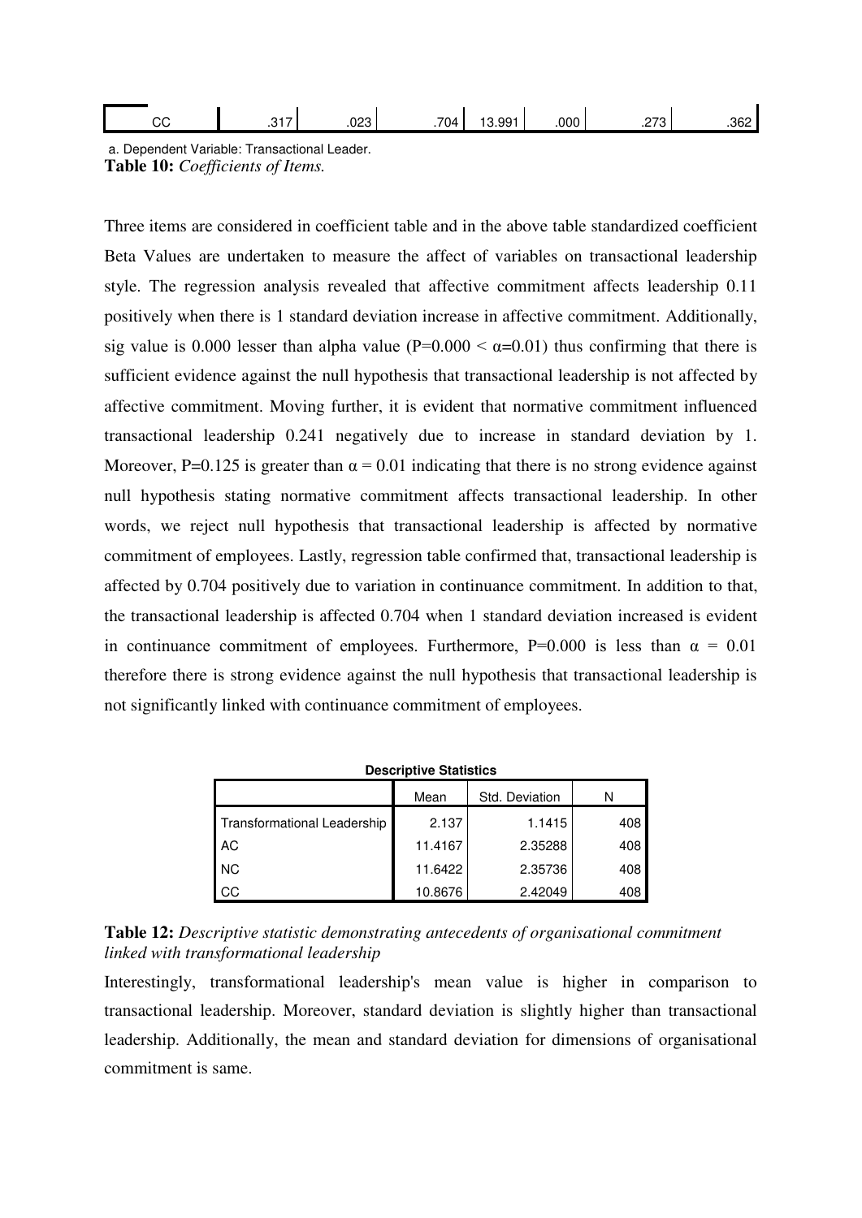| | | | | | | | |
|---|---|---|---|---|---|---|---|
| CC | .317 | .023 | .704 | 13.991 | .000 | .273 | .362 |

a. Dependent Variable: Transactional Leader.

**Table 10:** *Coefficients of Items.*

Three items are considered in coefficient table and in the above table standardized coefficient Beta Values are undertaken to measure the affect of variables on transactional leadership style. The regression analysis revealed that affective commitment affects leadership 0.11 positively when there is 1 standard deviation increase in affective commitment. Additionally, sig value is 0.000 lesser than alpha value ($P=0.000 < \alpha=0.01$) thus confirming that there is sufficient evidence against the null hypothesis that transactional leadership is not affected by affective commitment. Moving further, it is evident that normative commitment influenced transactional leadership 0.241 negatively due to increase in standard deviation by 1. Moreover, $P=0.125$ is greater than $\alpha = 0.01$ indicating that there is no strong evidence against null hypothesis stating normative commitment affects transactional leadership. In other words, we reject null hypothesis that transactional leadership is affected by normative commitment of employees. Lastly, regression table confirmed that, transactional leadership is affected by 0.704 positively due to variation in continuance commitment. In addition to that, the transactional leadership is affected 0.704 when 1 standard deviation increased is evident in continuance commitment of employees. Furthermore, $P=0.000$ is less than $\alpha = 0.01$ therefore there is strong evidence against the null hypothesis that transactional leadership is not significantly linked with continuance commitment of employees.

**Descriptive Statistics**

| | Mean | Std. Deviation | N |
|---|---|---|---|
| Transformational Leadership | 2.137 | 1.1415 | 408 |
| AC | 11.4167 | 2.35288 | 408 |
| NC | 11.6422 | 2.35736 | 408 |
| CC | 10.8676 | 2.42049 | 408 |

**Table 12:** *Descriptive statistic demonstrating antecedents of organisational commitment linked with transformational leadership*

Interestingly, transformational leadership's mean value is higher in comparison to transactional leadership. Moreover, standard deviation is slightly higher than transactional leadership. Additionally, the mean and standard deviation for dimensions of organisational commitment is same.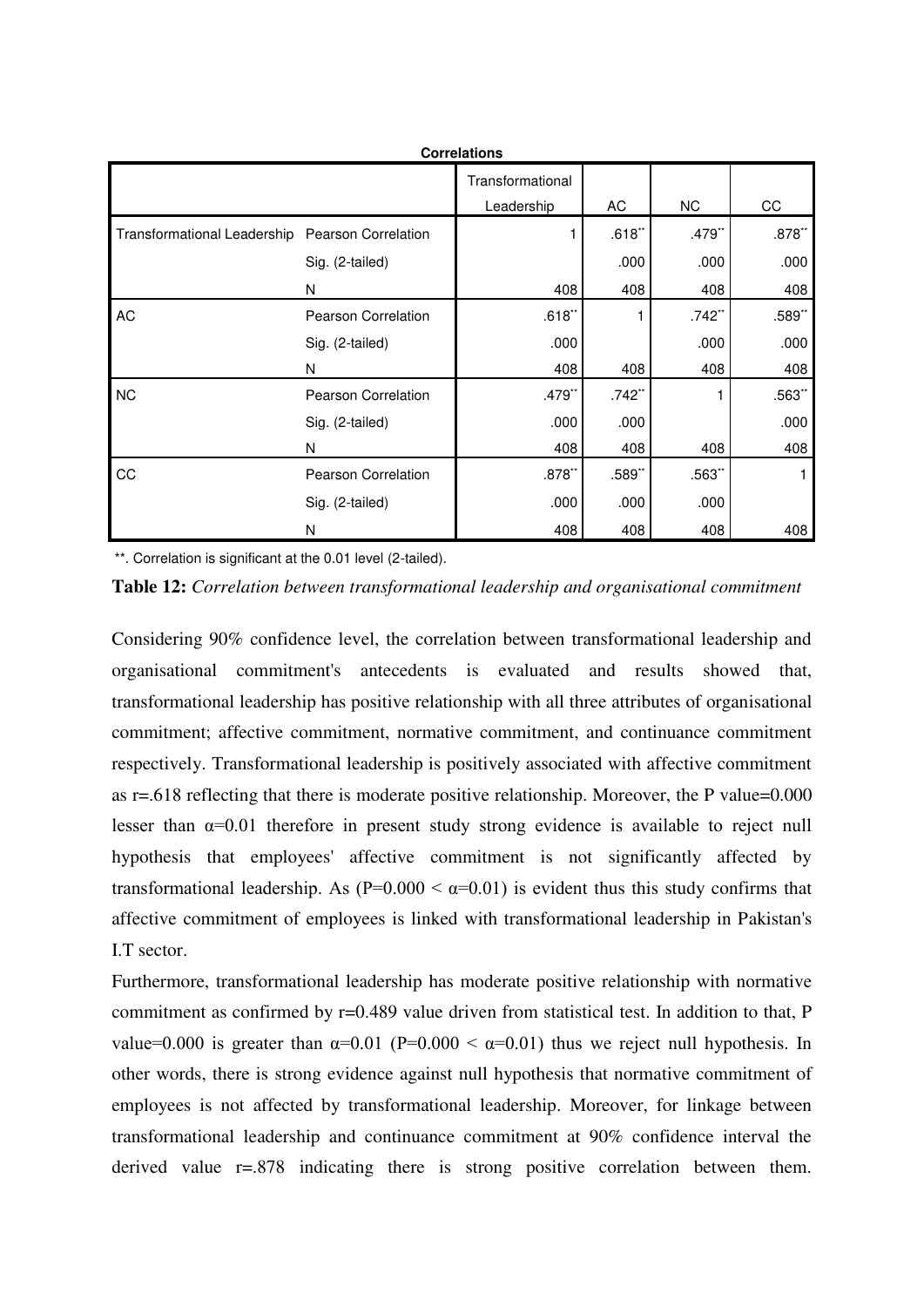**Correlations**

| | | Transformational Leadership | AC | NC | CC |
|---|---|---|---|---|---|
| Transformational Leadership | Pearson Correlation | 1 | .618** | .479** | .878** |
| | Sig. (2-tailed) | | .000 | .000 | .000 |
| | N | 408 | 408 | 408 | 408 |
| AC | Pearson Correlation | .618** | 1 | .742** | .589** |
| | Sig. (2-tailed) | .000 | | .000 | .000 |
| | N | 408 | 408 | 408 | 408 |
| NC | Pearson Correlation | .479** | .742** | 1 | .563** |
| | Sig. (2-tailed) | .000 | .000 | | .000 |
| | N | 408 | 408 | 408 | 408 |
| CC | Pearson Correlation | .878** | .589** | .563** | 1 |
| | Sig. (2-tailed) | .000 | .000 | .000 | |
| | N | 408 | 408 | 408 | 408 |

**. Correlation is significant at the 0.01 level (2-tailed).

**Table 12:** *Correlation between transformational leadership and organisational commitment*

Considering 90% confidence level, the correlation between transformational leadership and organisational commitment's antecedents is evaluated and results showed that, transformational leadership has positive relationship with all three attributes of organisational commitment; affective commitment, normative commitment, and continuance commitment respectively. Transformational leadership is positively associated with affective commitment as r=.618 reflecting that there is moderate positive relationship. Moreover, the P value=0.000 lesser than $\alpha$=0.01 therefore in present study strong evidence is available to reject null hypothesis that employees' affective commitment is not significantly affected by transformational leadership. As (P=0.000 < $\alpha$=0.01) is evident thus this study confirms that affective commitment of employees is linked with transformational leadership in Pakistan's I.T sector.

Furthermore, transformational leadership has moderate positive relationship with normative commitment as confirmed by r=0.489 value driven from statistical test. In addition to that, P value=0.000 is greater than $\alpha$=0.01 (P=0.000 < $\alpha$=0.01) thus we reject null hypothesis. In other words, there is strong evidence against null hypothesis that normative commitment of employees is not affected by transformational leadership. Moreover, for linkage between transformational leadership and continuance commitment at 90% confidence interval the derived value r=.878 indicating there is strong positive correlation between them.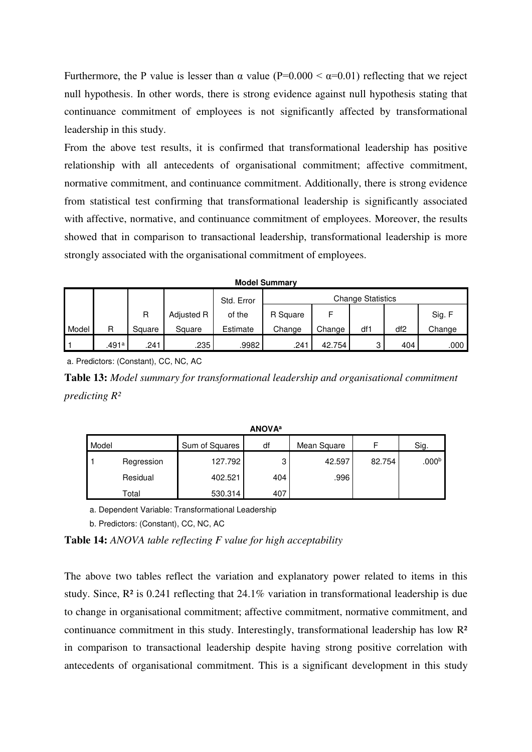Furthermore, the P value is lesser than α value (P=0.000 < α=0.01) reflecting that we reject null hypothesis. In other words, there is strong evidence against null hypothesis stating that continuance commitment of employees is not significantly affected by transformational leadership in this study.

From the above test results, it is confirmed that transformational leadership has positive relationship with all antecedents of organisational commitment; affective commitment, normative commitment, and continuance commitment. Additionally, there is strong evidence from statistical test confirming that transformational leadership is significantly associated with affective, normative, and continuance commitment of employees. Moreover, the results showed that in comparison to transactional leadership, transformational leadership is more strongly associated with the organisational commitment of employees.

**Model Summary**

| Model | R | R Square | Adjusted R Square | Std. Error of the Estimate | Change Statistics | | | | |
|---|---|---|---|---|---|---|---|---|---|
| | | | | | R Square Change | F Change | df1 | df2 | Sig. F Change |
| 1 | .491[a] | .241 | .235 | .9982 | .241 | 42.754 | 3 | 404 | .000 |

a. Predictors: (Constant), CC, NC, AC

**Table 13:** *Model summary for transformational leadership and organisational commitment predicting R²*

**ANOVA[a]**

| Model | | Sum of Squares | df | Mean Square | F | Sig. |
|---|---|---|---|---|---|---|
| 1 | Regression | 127.792 | 3 | 42.597 | 82.754 | .000[b] |
| | Residual | 402.521 | 404 | .996 | | |
| | Total | 530.314 | 407 | | | |

a. Dependent Variable: Transformational Leadership

b. Predictors: (Constant), CC, NC, AC

**Table 14:** *ANOVA table reflecting F value for high acceptability*

The above two tables reflect the variation and explanatory power related to items in this study. Since, $R^2$ is 0.241 reflecting that 24.1% variation in transformational leadership is due to change in organisational commitment; affective commitment, normative commitment, and continuance commitment in this study. Interestingly, transformational leadership has low $R^2$ in comparison to transactional leadership despite having strong positive correlation with antecedents of organisational commitment. This is a significant development in this study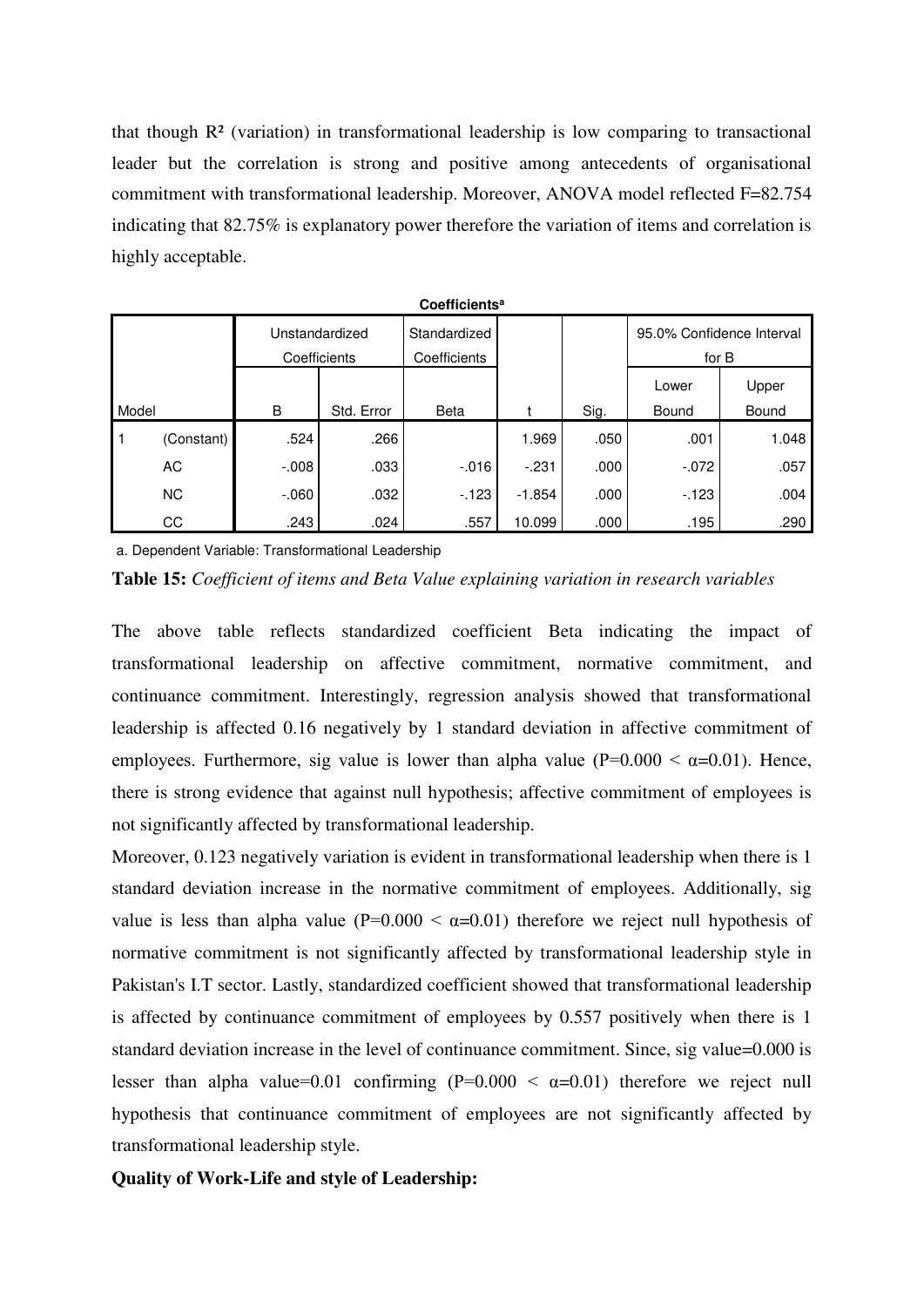that though $R^2$ (variation) in transformational leadership is low comparing to transactional leader but the correlation is strong and positive among antecedents of organisational commitment with transformational leadership. Moreover, ANOVA model reflected F=82.754 indicating that 82.75% is explanatory power therefore the variation of items and correlation is highly acceptable.

**Coefficients[a]**

| Model | | Unstandardized Coefficients | | Standardized Coefficients | | | 95.0% Confidence Interval for B | |
|---|---|---|---|---|---|---|---|---|
| | | B | Std. Error | Beta | t | Sig. | Lower Bound | Upper Bound |
| 1 | (Constant) | .524 | .266 | | 1.969 | .050 | .001 | 1.048 |
| | AC | -.008 | .033 | -.016 | -.231 | .000 | -.072 | .057 |
| | NC | -.060 | .032 | -.123 | -1.854 | .000 | -.123 | .004 |
| | CC | .243 | .024 | .557 | 10.099 | .000 | .195 | .290 |

a. Dependent Variable: Transformational Leadership

**Table 15:** *Coefficient of items and Beta Value explaining variation in research variables*

The above table reflects standardized coefficient Beta indicating the impact of transformational leadership on affective commitment, normative commitment, and continuance commitment. Interestingly, regression analysis showed that transformational leadership is affected 0.16 negatively by 1 standard deviation in affective commitment of employees. Furthermore, sig value is lower than alpha value ($P=0.000 < \alpha=0.01$). Hence, there is strong evidence that against null hypothesis; affective commitment of employees is not significantly affected by transformational leadership.

Moreover, 0.123 negatively variation is evident in transformational leadership when there is 1 standard deviation increase in the normative commitment of employees. Additionally, sig value is less than alpha value ($P=0.000 < \alpha=0.01$) therefore we reject null hypothesis of normative commitment is not significantly affected by transformational leadership style in Pakistan's I.T sector. Lastly, standardized coefficient showed that transformational leadership is affected by continuance commitment of employees by 0.557 positively when there is 1 standard deviation increase in the level of continuance commitment. Since, sig value=0.000 is lesser than alpha value=0.01 confirming ($P=0.000 < \alpha=0.01$) therefore we reject null hypothesis that continuance commitment of employees are not significantly affected by transformational leadership style.

**Quality of Work-Life and style of Leadership:**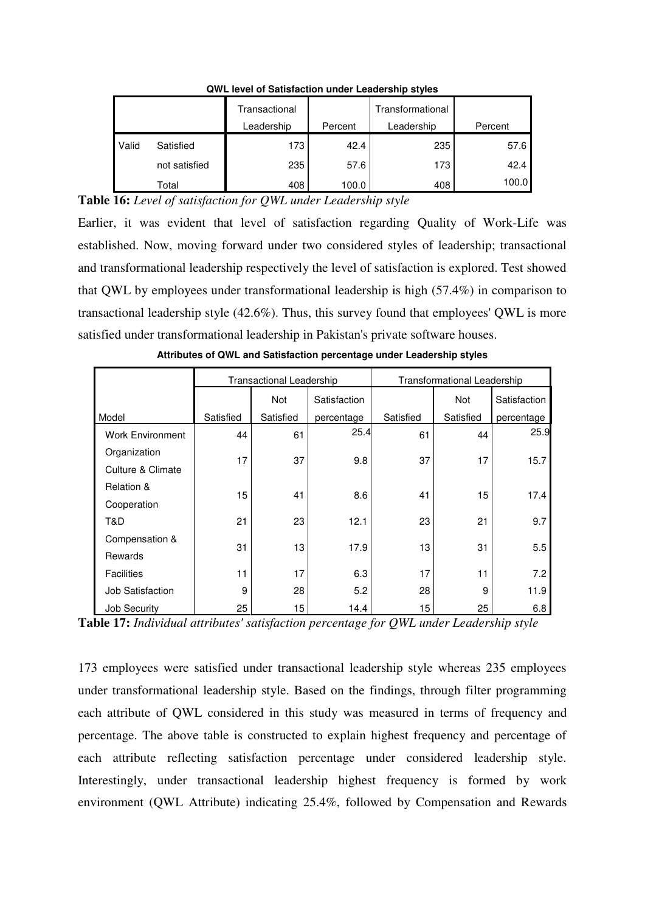**QWL level of Satisfaction under Leadership styles**

| | | Transactional Leadership | Percent | Transformational Leadership | Percent |
|---|---|---|---|---|---|
| Valid | Satisfied | 173 | 42.4 | 235 | 57.6 |
| | not satisfied | 235 | 57.6 | 173 | 42.4 |
| | Total | 408 | 100.0 | 408 | 100.0 |

**Table 16:** *Level of satisfaction for QWL under Leadership style*

Earlier, it was evident that level of satisfaction regarding Quality of Work-Life was established. Now, moving forward under two considered styles of leadership; transactional and transformational leadership respectively the level of satisfaction is explored. Test showed that QWL by employees under transformational leadership is high (57.4%) in comparison to transactional leadership style (42.6%). Thus, this survey found that employees' QWL is more satisfied under transformational leadership in Pakistan's private software houses.

**Attributes of QWL and Satisfaction percentage under Leadership styles**

| | Transactional Leadership | | | Transformational Leadership | | |
|---|---|---|---|---|---|---|
| Model | Satisfied | Not Satisfied | Satisfaction percentage | Satisfied | Not Satisfied | Satisfaction percentage |
| Work Environment | 44 | 61 | 25.4 | 61 | 44 | 25.9 |
| Organization Culture & Climate | 17 | 37 | 9.8 | 37 | 17 | 15.7 |
| Relation & Cooperation | 15 | 41 | 8.6 | 41 | 15 | 17.4 |
| T&D | 21 | 23 | 12.1 | 23 | 21 | 9.7 |
| Compensation & Rewards | 31 | 13 | 17.9 | 13 | 31 | 5.5 |
| Facilities | 11 | 17 | 6.3 | 17 | 11 | 7.2 |
| Job Satisfaction | 9 | 28 | 5.2 | 28 | 9 | 11.9 |
| Job Security | 25 | 15 | 14.4 | 15 | 25 | 6.8 |

**Table 17:** *Individual attributes' satisfaction percentage for QWL under Leadership style*

173 employees were satisfied under transactional leadership style whereas 235 employees under transformational leadership style. Based on the findings, through filter programming each attribute of QWL considered in this study was measured in terms of frequency and percentage. The above table is constructed to explain highest frequency and percentage of each attribute reflecting satisfaction percentage under considered leadership style. Interestingly, under transactional leadership highest frequency is formed by work environment (QWL Attribute) indicating 25.4%, followed by Compensation and Rewards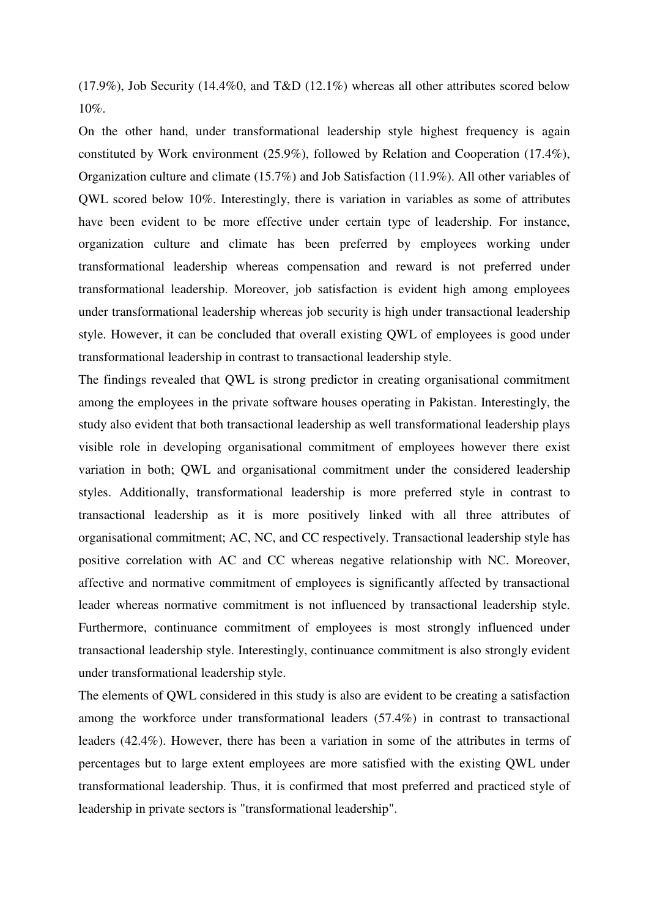(17.9%), Job Security (14.4%0, and T&D (12.1%) whereas all other attributes scored below 10%.

On the other hand, under transformational leadership style highest frequency is again constituted by Work environment (25.9%), followed by Relation and Cooperation (17.4%), Organization culture and climate (15.7%) and Job Satisfaction (11.9%). All other variables of QWL scored below 10%. Interestingly, there is variation in variables as some of attributes have been evident to be more effective under certain type of leadership. For instance, organization culture and climate has been preferred by employees working under transformational leadership whereas compensation and reward is not preferred under transformational leadership. Moreover, job satisfaction is evident high among employees under transformational leadership whereas job security is high under transactional leadership style. However, it can be concluded that overall existing QWL of employees is good under transformational leadership in contrast to transactional leadership style.

The findings revealed that QWL is strong predictor in creating organisational commitment among the employees in the private software houses operating in Pakistan. Interestingly, the study also evident that both transactional leadership as well transformational leadership plays visible role in developing organisational commitment of employees however there exist variation in both; QWL and organisational commitment under the considered leadership styles. Additionally, transformational leadership is more preferred style in contrast to transactional leadership as it is more positively linked with all three attributes of organisational commitment; AC, NC, and CC respectively. Transactional leadership style has positive correlation with AC and CC whereas negative relationship with NC. Moreover, affective and normative commitment of employees is significantly affected by transactional leader whereas normative commitment is not influenced by transactional leadership style. Furthermore, continuance commitment of employees is most strongly influenced under transactional leadership style. Interestingly, continuance commitment is also strongly evident under transformational leadership style.

The elements of QWL considered in this study is also are evident to be creating a satisfaction among the workforce under transformational leaders (57.4%) in contrast to transactional leaders (42.4%). However, there has been a variation in some of the attributes in terms of percentages but to large extent employees are more satisfied with the existing QWL under transformational leadership. Thus, it is confirmed that most preferred and practiced style of leadership in private sectors is "transformational leadership".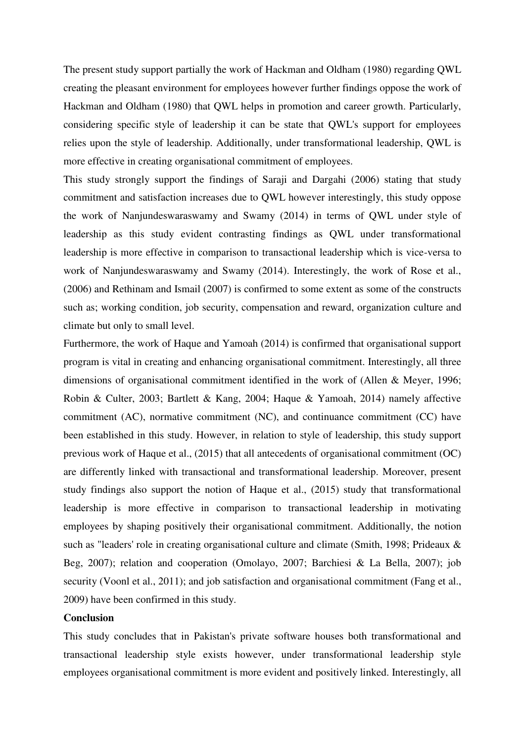The present study support partially the work of Hackman and Oldham (1980) regarding QWL creating the pleasant environment for employees however further findings oppose the work of Hackman and Oldham (1980) that QWL helps in promotion and career growth. Particularly, considering specific style of leadership it can be state that QWL's support for employees relies upon the style of leadership. Additionally, under transformational leadership, QWL is more effective in creating organisational commitment of employees.

This study strongly support the findings of Saraji and Dargahi (2006) stating that study commitment and satisfaction increases due to QWL however interestingly, this study oppose the work of Nanjundeswaraswamy and Swamy (2014) in terms of QWL under style of leadership as this study evident contrasting findings as QWL under transformational leadership is more effective in comparison to transactional leadership which is vice-versa to work of Nanjundeswaraswamy and Swamy (2014). Interestingly, the work of Rose et al., (2006) and Rethinam and Ismail (2007) is confirmed to some extent as some of the constructs such as; working condition, job security, compensation and reward, organization culture and climate but only to small level.

Furthermore, the work of Haque and Yamoah (2014) is confirmed that organisational support program is vital in creating and enhancing organisational commitment. Interestingly, all three dimensions of organisational commitment identified in the work of (Allen & Meyer, 1996; Robin & Culter, 2003; Bartlett & Kang, 2004; Haque & Yamoah, 2014) namely affective commitment (AC), normative commitment (NC), and continuance commitment (CC) have been established in this study. However, in relation to style of leadership, this study support previous work of Haque et al., (2015) that all antecedents of organisational commitment (OC) are differently linked with transactional and transformational leadership. Moreover, present study findings also support the notion of Haque et al., (2015) study that transformational leadership is more effective in comparison to transactional leadership in motivating employees by shaping positively their organisational commitment. Additionally, the notion such as "leaders' role in creating organisational culture and climate (Smith, 1998; Prideaux & Beg, 2007); relation and cooperation (Omolayo, 2007; Barchiesi & La Bella, 2007); job security (Voonl et al., 2011); and job satisfaction and organisational commitment (Fang et al., 2009) have been confirmed in this study.

**Conclusion**

This study concludes that in Pakistan's private software houses both transformational and transactional leadership style exists however, under transformational leadership style employees organisational commitment is more evident and positively linked. Interestingly, all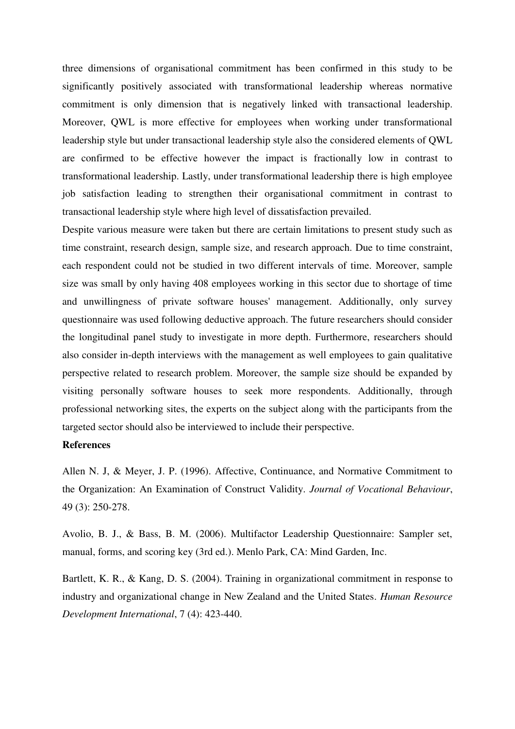three dimensions of organisational commitment has been confirmed in this study to be significantly positively associated with transformational leadership whereas normative commitment is only dimension that is negatively linked with transactional leadership. Moreover, QWL is more effective for employees when working under transformational leadership style but under transactional leadership style also the considered elements of QWL are confirmed to be effective however the impact is fractionally low in contrast to transformational leadership. Lastly, under transformational leadership there is high employee job satisfaction leading to strengthen their organisational commitment in contrast to transactional leadership style where high level of dissatisfaction prevailed.

Despite various measure were taken but there are certain limitations to present study such as time constraint, research design, sample size, and research approach. Due to time constraint, each respondent could not be studied in two different intervals of time. Moreover, sample size was small by only having 408 employees working in this sector due to shortage of time and unwillingness of private software houses' management. Additionally, only survey questionnaire was used following deductive approach. The future researchers should consider the longitudinal panel study to investigate in more depth. Furthermore, researchers should also consider in-depth interviews with the management as well employees to gain qualitative perspective related to research problem. Moreover, the sample size should be expanded by visiting personally software houses to seek more respondents. Additionally, through professional networking sites, the experts on the subject along with the participants from the targeted sector should also be interviewed to include their perspective.

**References**

Allen N. J, & Meyer, J. P. (1996). Affective, Continuance, and Normative Commitment to the Organization: An Examination of Construct Validity. *Journal of Vocational Behaviour*, 49 (3): 250-278.

Avolio, B. J., & Bass, B. M. (2006). Multifactor Leadership Questionnaire: Sampler set, manual, forms, and scoring key (3rd ed.). Menlo Park, CA: Mind Garden, Inc.

Bartlett, K. R., & Kang, D. S. (2004). Training in organizational commitment in response to industry and organizational change in New Zealand and the United States. *Human Resource Development International*, 7 (4): 423-440.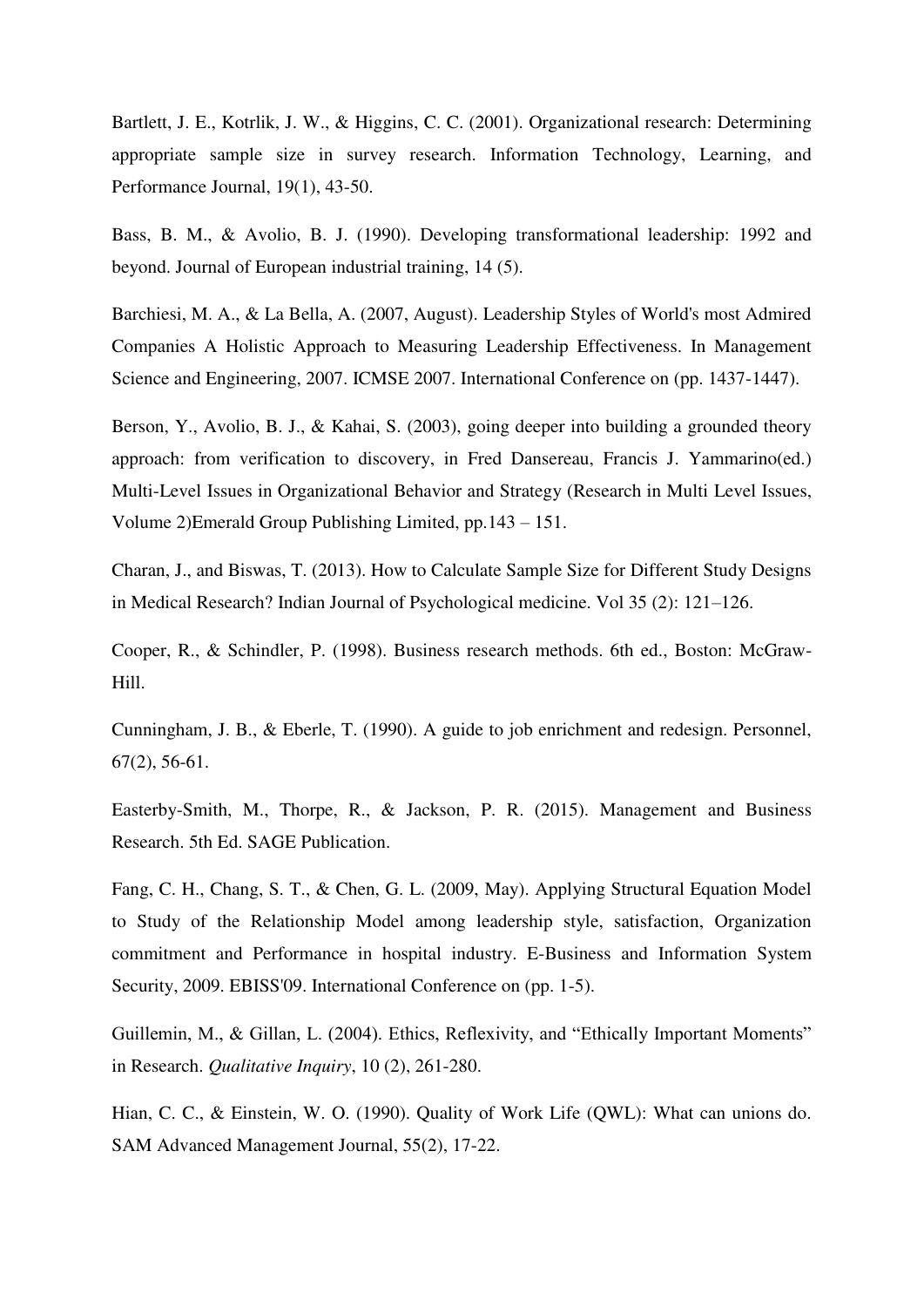Bartlett, J. E., Kotrlik, J. W., & Higgins, C. C. (2001). Organizational research: Determining appropriate sample size in survey research. Information Technology, Learning, and Performance Journal, 19(1), 43-50.

Bass, B. M., & Avolio, B. J. (1990). Developing transformational leadership: 1992 and beyond. Journal of European industrial training, 14 (5).

Barchiesi, M. A., & La Bella, A. (2007, August). Leadership Styles of World's most Admired Companies A Holistic Approach to Measuring Leadership Effectiveness. In Management Science and Engineering, 2007. ICMSE 2007. International Conference on (pp. 1437-1447).

Berson, Y., Avolio, B. J., & Kahai, S. (2003), going deeper into building a grounded theory approach: from verification to discovery, in Fred Dansereau, Francis J. Yammarino(ed.) Multi-Level Issues in Organizational Behavior and Strategy (Research in Multi Level Issues, Volume 2)Emerald Group Publishing Limited, pp.143 – 151.

Charan, J., and Biswas, T. (2013). How to Calculate Sample Size for Different Study Designs in Medical Research? Indian Journal of Psychological medicine. Vol 35 (2): 121–126.

Cooper, R., & Schindler, P. (1998). Business research methods. 6th ed., Boston: McGraw-Hill.

Cunningham, J. B., & Eberle, T. (1990). A guide to job enrichment and redesign. Personnel, 67(2), 56-61.

Easterby-Smith, M., Thorpe, R., & Jackson, P. R. (2015). Management and Business Research. 5th Ed. SAGE Publication.

Fang, C. H., Chang, S. T., & Chen, G. L. (2009, May). Applying Structural Equation Model to Study of the Relationship Model among leadership style, satisfaction, Organization commitment and Performance in hospital industry. E-Business and Information System Security, 2009. EBISS'09. International Conference on (pp. 1-5).

Guillemin, M., & Gillan, L. (2004). Ethics, Reflexivity, and "Ethically Important Moments" in Research. *Qualitative Inquiry*, 10 (2), 261-280.

Hian, C. C., & Einstein, W. O. (1990). Quality of Work Life (QWL): What can unions do. SAM Advanced Management Journal, 55(2), 17-22.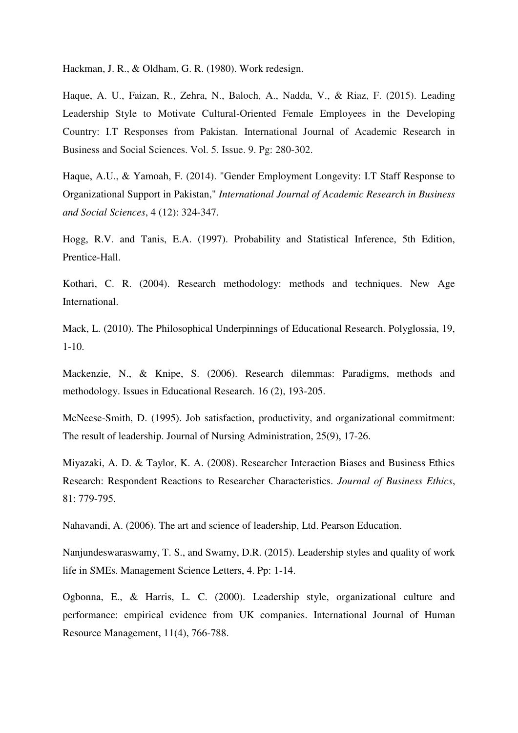Hackman, J. R., & Oldham, G. R. (1980). Work redesign.

Haque, A. U., Faizan, R., Zehra, N., Baloch, A., Nadda, V., & Riaz, F. (2015). Leading Leadership Style to Motivate Cultural-Oriented Female Employees in the Developing Country: I.T Responses from Pakistan. International Journal of Academic Research in Business and Social Sciences. Vol. 5. Issue. 9. Pg: 280-302.

Haque, A.U., & Yamoah, F. (2014). "Gender Employment Longevity: I.T Staff Response to Organizational Support in Pakistan," *International Journal of Academic Research in Business and Social Sciences*, 4 (12): 324-347.

Hogg, R.V. and Tanis, E.A. (1997). Probability and Statistical Inference, 5th Edition, Prentice-Hall.

Kothari, C. R. (2004). Research methodology: methods and techniques. New Age International.

Mack, L. (2010). The Philosophical Underpinnings of Educational Research. Polyglossia, 19, 1-10.

Mackenzie, N., & Knipe, S. (2006). Research dilemmas: Paradigms, methods and methodology. Issues in Educational Research. 16 (2), 193-205.

McNeese-Smith, D. (1995). Job satisfaction, productivity, and organizational commitment: The result of leadership. Journal of Nursing Administration, 25(9), 17-26.

Miyazaki, A. D. & Taylor, K. A. (2008). Researcher Interaction Biases and Business Ethics Research: Respondent Reactions to Researcher Characteristics. *Journal of Business Ethics*, 81: 779-795.

Nahavandi, A. (2006). The art and science of leadership, Ltd. Pearson Education.

Nanjundeswaraswamy, T. S., and Swamy, D.R. (2015). Leadership styles and quality of work life in SMEs. Management Science Letters, 4. Pp: 1-14.

Ogbonna, E., & Harris, L. C. (2000). Leadership style, organizational culture and performance: empirical evidence from UK companies. International Journal of Human Resource Management, 11(4), 766-788.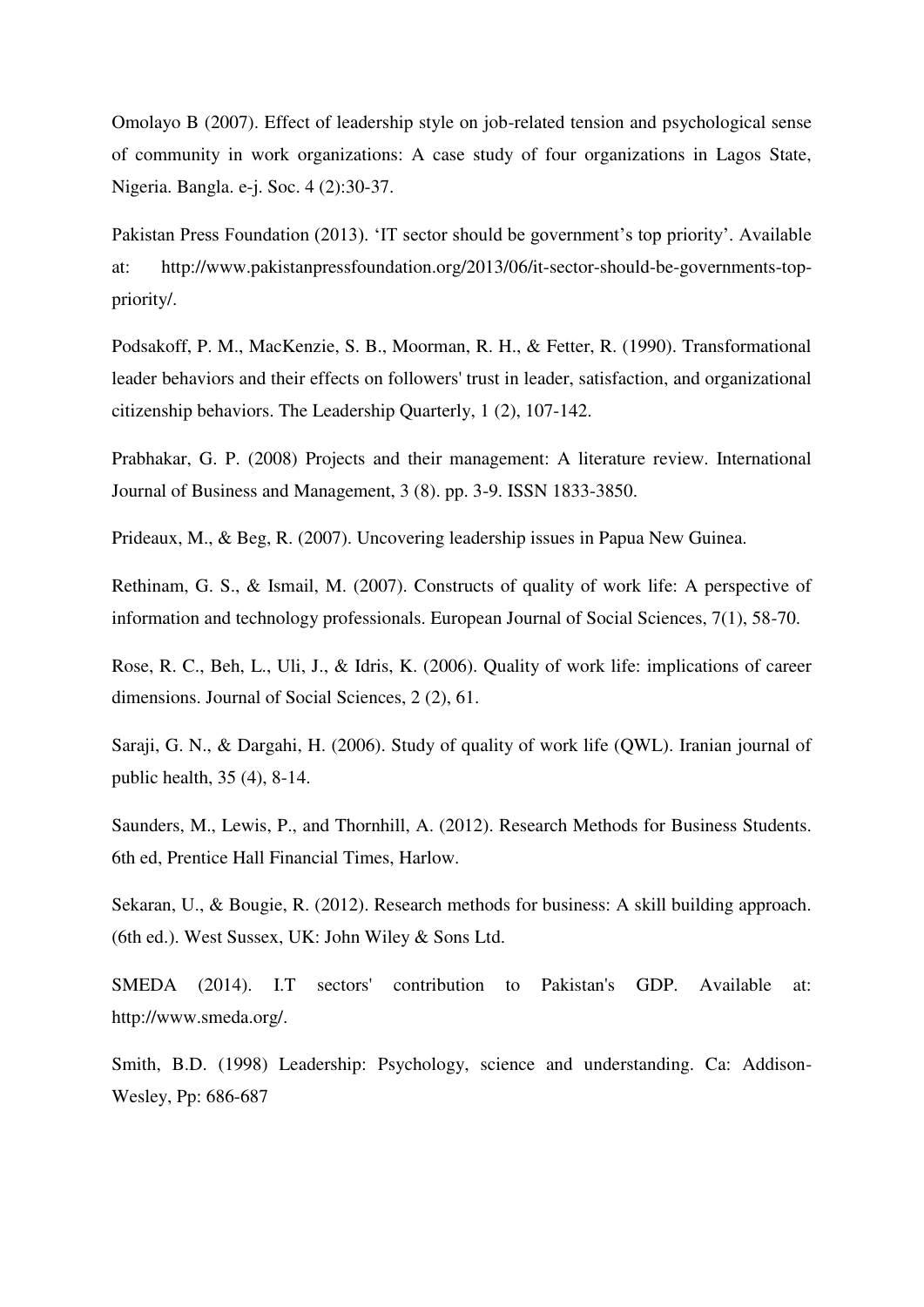Omolayo B (2007). Effect of leadership style on job-related tension and psychological sense of community in work organizations: A case study of four organizations in Lagos State, Nigeria. Bangla. e-j. Soc. 4 (2):30-37.

Pakistan Press Foundation (2013). 'IT sector should be government's top priority'. Available at: http://www.pakistanpressfoundation.org/2013/06/it-sector-should-be-governments-top-priority/.

Podsakoff, P. M., MacKenzie, S. B., Moorman, R. H., & Fetter, R. (1990). Transformational leader behaviors and their effects on followers' trust in leader, satisfaction, and organizational citizenship behaviors. The Leadership Quarterly, 1 (2), 107-142.

Prabhakar, G. P. (2008) Projects and their management: A literature review. International Journal of Business and Management, 3 (8). pp. 3-9. ISSN 1833-3850.

Prideaux, M., & Beg, R. (2007). Uncovering leadership issues in Papua New Guinea.

Rethinam, G. S., & Ismail, M. (2007). Constructs of quality of work life: A perspective of information and technology professionals. European Journal of Social Sciences, 7(1), 58-70.

Rose, R. C., Beh, L., Uli, J., & Idris, K. (2006). Quality of work life: implications of career dimensions. Journal of Social Sciences, 2 (2), 61.

Saraji, G. N., & Dargahi, H. (2006). Study of quality of work life (QWL). Iranian journal of public health, 35 (4), 8-14.

Saunders, M., Lewis, P., and Thornhill, A. (2012). Research Methods for Business Students. 6th ed, Prentice Hall Financial Times, Harlow.

Sekaran, U., & Bougie, R. (2012). Research methods for business: A skill building approach. (6th ed.). West Sussex, UK: John Wiley & Sons Ltd.

SMEDA (2014). I.T sectors' contribution to Pakistan's GDP. Available at: http://www.smeda.org/.

Smith, B.D. (1998) Leadership: Psychology, science and understanding. Ca: Addison-Wesley, Pp: 686-687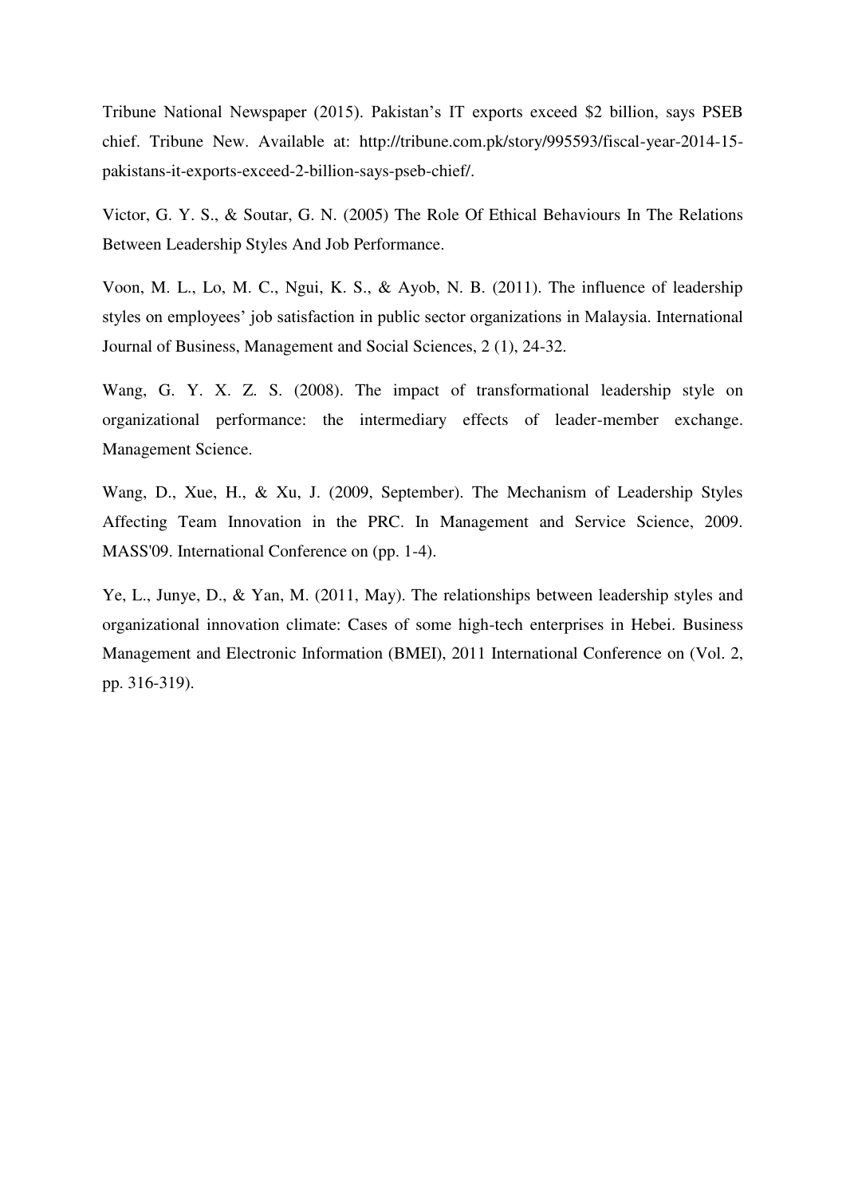Tribune National Newspaper (2015). Pakistan's IT exports exceed $2 billion, says PSEB chief. Tribune New. Available at: http://tribune.com.pk/story/995593/fiscal-year-2014-15-pakistans-it-exports-exceed-2-billion-says-pseb-chief/.

Victor, G. Y. S., & Soutar, G. N. (2005) The Role Of Ethical Behaviours In The Relations Between Leadership Styles And Job Performance.

Voon, M. L., Lo, M. C., Ngui, K. S., & Ayob, N. B. (2011). The influence of leadership styles on employees' job satisfaction in public sector organizations in Malaysia. International Journal of Business, Management and Social Sciences, 2 (1), 24-32.

Wang, G. Y. X. Z. S. (2008). The impact of transformational leadership style on organizational performance: the intermediary effects of leader-member exchange. Management Science.

Wang, D., Xue, H., & Xu, J. (2009, September). The Mechanism of Leadership Styles Affecting Team Innovation in the PRC. In Management and Service Science, 2009. MASS'09. International Conference on (pp. 1-4).

Ye, L., Junye, D., & Yan, M. (2011, May). The relationships between leadership styles and organizational innovation climate: Cases of some high-tech enterprises in Hebei. Business Management and Electronic Information (BMEI), 2011 International Conference on (Vol. 2, pp. 316-319).